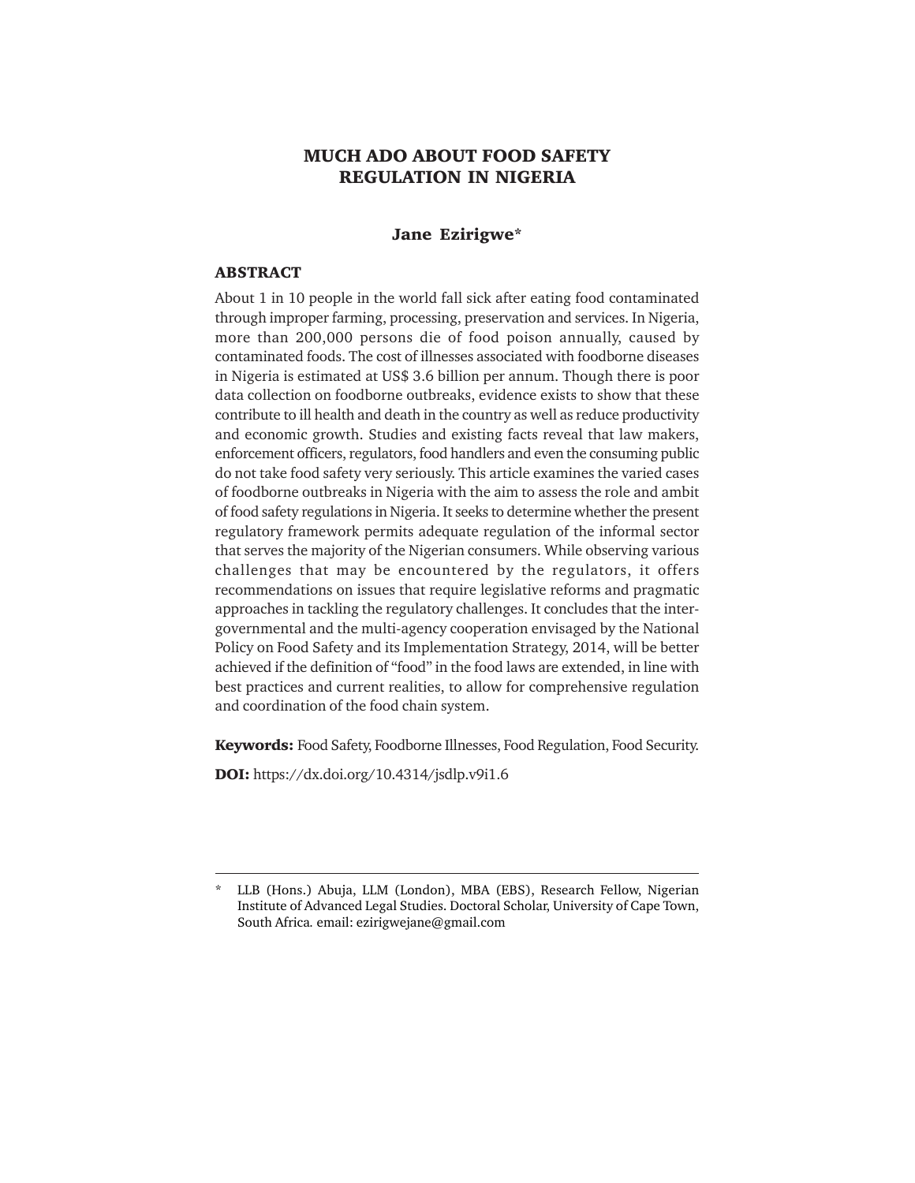# MUCH ADO ABOUT FOOD SAFETY REGULATION IN NIGERIA

**Jane Ezirigwe***

## ABSTRACT

About 1 in 10 people in the world fall sick after eating food contaminated through improper farming, processing, preservation and services. In Nigeria, more than 200,000 persons die of food poison annually, caused by contaminated foods. The cost of illnesses associated with foodborne diseases in Nigeria is estimated at US$ 3.6 billion per annum. Though there is poor data collection on foodborne outbreaks, evidence exists to show that these contribute to ill health and death in the country as well as reduce productivity and economic growth. Studies and existing facts reveal that law makers, enforcement officers, regulators, food handlers and even the consuming public do not take food safety very seriously. This article examines the varied cases of foodborne outbreaks in Nigeria with the aim to assess the role and ambit of food safety regulations in Nigeria. It seeks to determine whether the present regulatory framework permits adequate regulation of the informal sector that serves the majority of the Nigerian consumers. While observing various challenges that may be encountered by the regulators, it offers recommendations on issues that require legislative reforms and pragmatic approaches in tackling the regulatory challenges. It concludes that the inter-governmental and the multi-agency cooperation envisaged by the National Policy on Food Safety and its Implementation Strategy, 2014, will be better achieved if the definition of "food" in the food laws are extended, in line with best practices and current realities, to allow for comprehensive regulation and coordination of the food chain system.

**Keywords:** Food Safety, Foodborne Illnesses, Food Regulation, Food Security.

**DOI:** https://dx.doi.org/10.4314/jsdlp.v9i1.6

---

\* LLB (Hons.) Abuja, LLM (London), MBA (EBS), Research Fellow, Nigerian Institute of Advanced Legal Studies. Doctoral Scholar, University of Cape Town, South Africa. email: ezirigwejane@gmail.com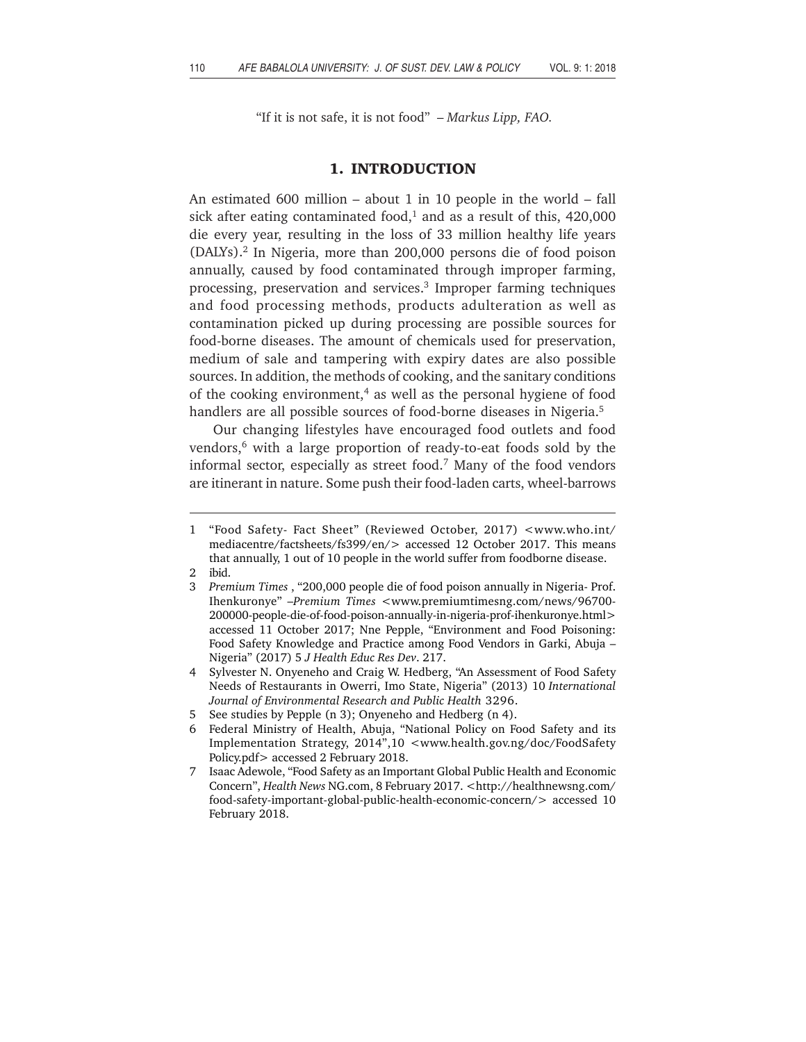"If it is not safe, it is not food" – *Markus Lipp, FAO*.

## 1. INTRODUCTION

An estimated 600 million – about 1 in 10 people in the world – fall sick after eating contaminated food,[1] and as a result of this, 420,000 die every year, resulting in the loss of 33 million healthy life years (DALYs).[2] In Nigeria, more than 200,000 persons die of food poison annually, caused by food contaminated through improper farming, processing, preservation and services.[3] Improper farming techniques and food processing methods, products adulteration as well as contamination picked up during processing are possible sources for food-borne diseases. The amount of chemicals used for preservation, medium of sale and tampering with expiry dates are also possible sources. In addition, the methods of cooking, and the sanitary conditions of the cooking environment,[4] as well as the personal hygiene of food handlers are all possible sources of food-borne diseases in Nigeria.[5]

Our changing lifestyles have encouraged food outlets and food vendors,[6] with a large proportion of ready-to-eat foods sold by the informal sector, especially as street food.[7] Many of the food vendors are itinerant in nature. Some push their food-laden carts, wheel-barrows

---

1 "Food Safety- Fact Sheet" (Reviewed October, 2017) <www.who.int/mediacentre/factsheets/fs399/en/> accessed 12 October 2017. This means that annually, 1 out of 10 people in the world suffer from foodborne disease.

2 ibid.

3 *Premium Times* , "200,000 people die of food poison annually in Nigeria- Prof. Ihenkuronye" –*Premium Times* <www.premiumtimesng.com/news/96700-200000-people-die-of-food-poison-annually-in-nigeria-prof-ihenkuronye.html> accessed 11 October 2017; Nne Pepple, "Environment and Food Poisoning: Food Safety Knowledge and Practice among Food Vendors in Garki, Abuja – Nigeria" (2017) 5 *J Health Educ Res Dev*. 217.

4 Sylvester N. Onyeneho and Craig W. Hedberg, "An Assessment of Food Safety Needs of Restaurants in Owerri, Imo State, Nigeria" (2013) 10 *International Journal of Environmental Research and Public Health* 3296.

5 See studies by Pepple (n 3); Onyeneho and Hedberg (n 4).

6 Federal Ministry of Health, Abuja, "National Policy on Food Safety and its Implementation Strategy, 2014",10 <www.health.gov.ng/doc/FoodSafety Policy.pdf> accessed 2 February 2018.

7 Isaac Adewole, "Food Safety as an Important Global Public Health and Economic Concern", *Health News* NG.com, 8 February 2017. <http://healthnewsng.com/food-safety-important-global-public-health-economic-concern/> accessed 10 February 2018.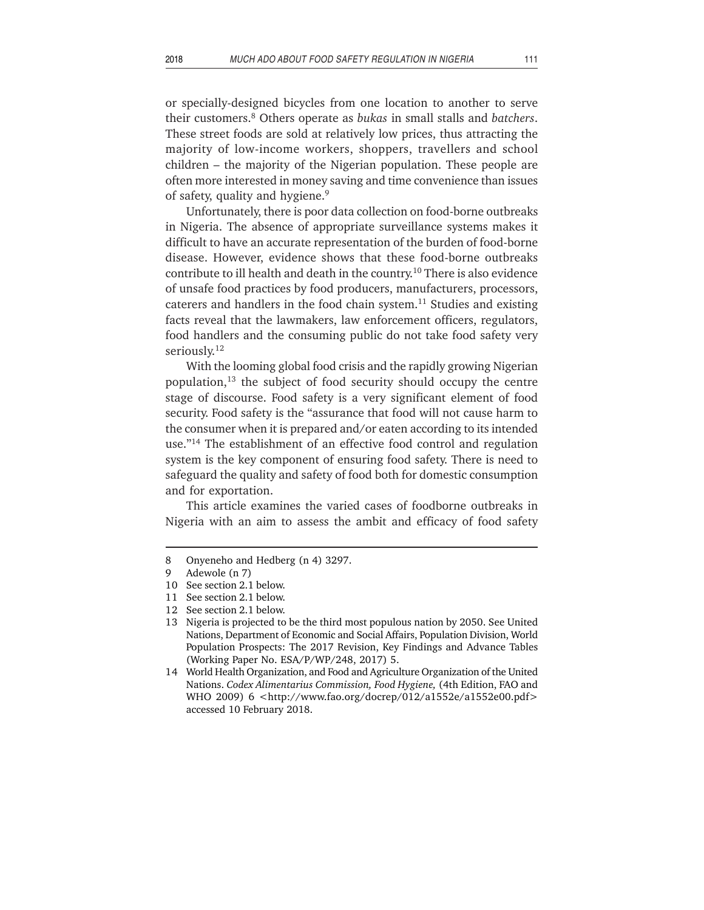or specially-designed bicycles from one location to another to serve their customers.[8] Others operate as *bukas* in small stalls and *batchers*. These street foods are sold at relatively low prices, thus attracting the majority of low-income workers, shoppers, travellers and school children – the majority of the Nigerian population. These people are often more interested in money saving and time convenience than issues of safety, quality and hygiene.[9]

Unfortunately, there is poor data collection on food-borne outbreaks in Nigeria. The absence of appropriate surveillance systems makes it difficult to have an accurate representation of the burden of food-borne disease. However, evidence shows that these food-borne outbreaks contribute to ill health and death in the country.[10] There is also evidence of unsafe food practices by food producers, manufacturers, processors, caterers and handlers in the food chain system.[11] Studies and existing facts reveal that the lawmakers, law enforcement officers, regulators, food handlers and the consuming public do not take food safety very seriously.[12]

With the looming global food crisis and the rapidly growing Nigerian population,[13] the subject of food security should occupy the centre stage of discourse. Food safety is a very significant element of food security. Food safety is the "assurance that food will not cause harm to the consumer when it is prepared and/or eaten according to its intended use."[14] The establishment of an effective food control and regulation system is the key component of ensuring food safety. There is need to safeguard the quality and safety of food both for domestic consumption and for exportation.

This article examines the varied cases of foodborne outbreaks in Nigeria with an aim to assess the ambit and efficacy of food safety

---

8 Onyeneho and Hedberg (n 4) 3297.

9 Adewole (n 7)

10 See section 2.1 below.

11 See section 2.1 below.

12 See section 2.1 below.

13 Nigeria is projected to be the third most populous nation by 2050. See United Nations, Department of Economic and Social Affairs, Population Division, World Population Prospects: The 2017 Revision, Key Findings and Advance Tables (Working Paper No. ESA/P/WP/248, 2017) 5.

14 World Health Organization, and Food and Agriculture Organization of the United Nations. *Codex Alimentarius Commission, Food Hygiene,* (4th Edition, FAO and WHO 2009) 6 <http://www.fao.org/docrep/012/a1552e/a1552e00.pdf> accessed 10 February 2018.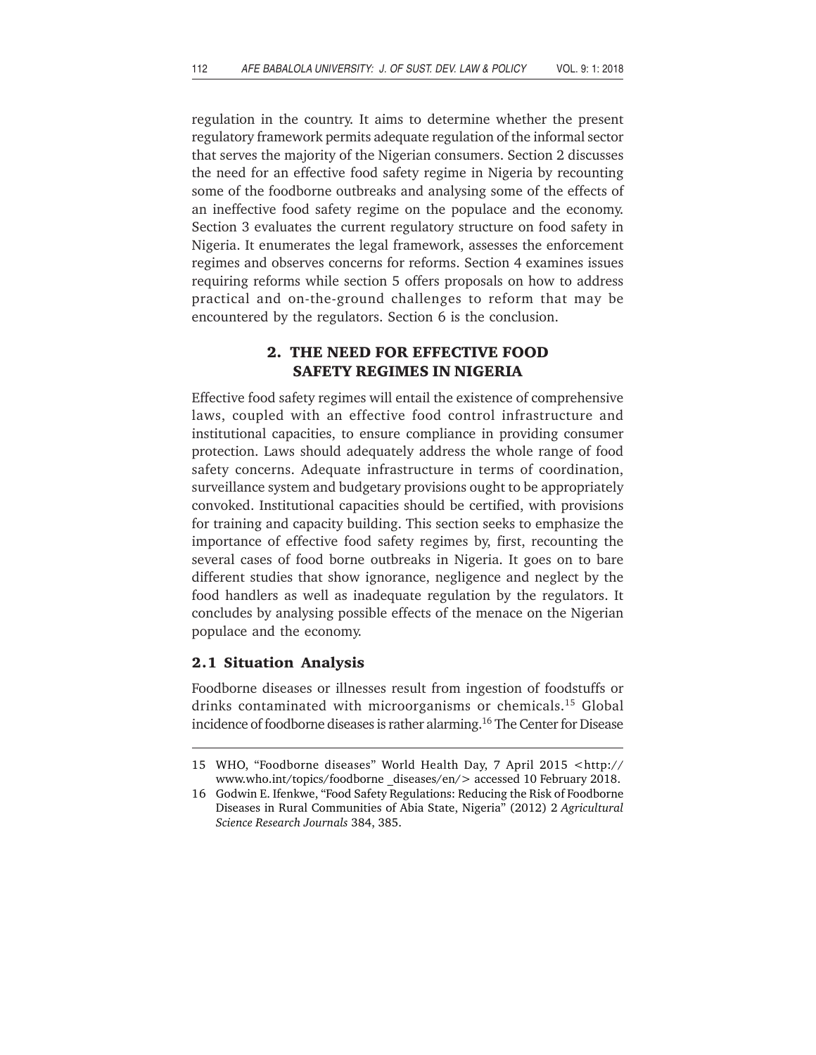regulation in the country. It aims to determine whether the present regulatory framework permits adequate regulation of the informal sector that serves the majority of the Nigerian consumers. Section 2 discusses the need for an effective food safety regime in Nigeria by recounting some of the foodborne outbreaks and analysing some of the effects of an ineffective food safety regime on the populace and the economy. Section 3 evaluates the current regulatory structure on food safety in Nigeria. It enumerates the legal framework, assesses the enforcement regimes and observes concerns for reforms. Section 4 examines issues requiring reforms while section 5 offers proposals on how to address practical and on-the-ground challenges to reform that may be encountered by the regulators. Section 6 is the conclusion.

## 2. THE NEED FOR EFFECTIVE FOOD SAFETY REGIMES IN NIGERIA

Effective food safety regimes will entail the existence of comprehensive laws, coupled with an effective food control infrastructure and institutional capacities, to ensure compliance in providing consumer protection. Laws should adequately address the whole range of food safety concerns. Adequate infrastructure in terms of coordination, surveillance system and budgetary provisions ought to be appropriately convoked. Institutional capacities should be certified, with provisions for training and capacity building. This section seeks to emphasize the importance of effective food safety regimes by, first, recounting the several cases of food borne outbreaks in Nigeria. It goes on to bare different studies that show ignorance, negligence and neglect by the food handlers as well as inadequate regulation by the regulators. It concludes by analysing possible effects of the menace on the Nigerian populace and the economy.

### 2.1 Situation Analysis

Foodborne diseases or illnesses result from ingestion of foodstuffs or drinks contaminated with microorganisms or chemicals.[15] Global incidence of foodborne diseases is rather alarming.[16] The Center for Disease

---

15 WHO, "Foodborne diseases" World Health Day, 7 April 2015 <http://www.who.int/topics/foodborne _diseases/en/> accessed 10 February 2018.

16 Godwin E. Ifenkwe, "Food Safety Regulations: Reducing the Risk of Foodborne Diseases in Rural Communities of Abia State, Nigeria" (2012) 2 *Agricultural Science Research Journals* 384, 385.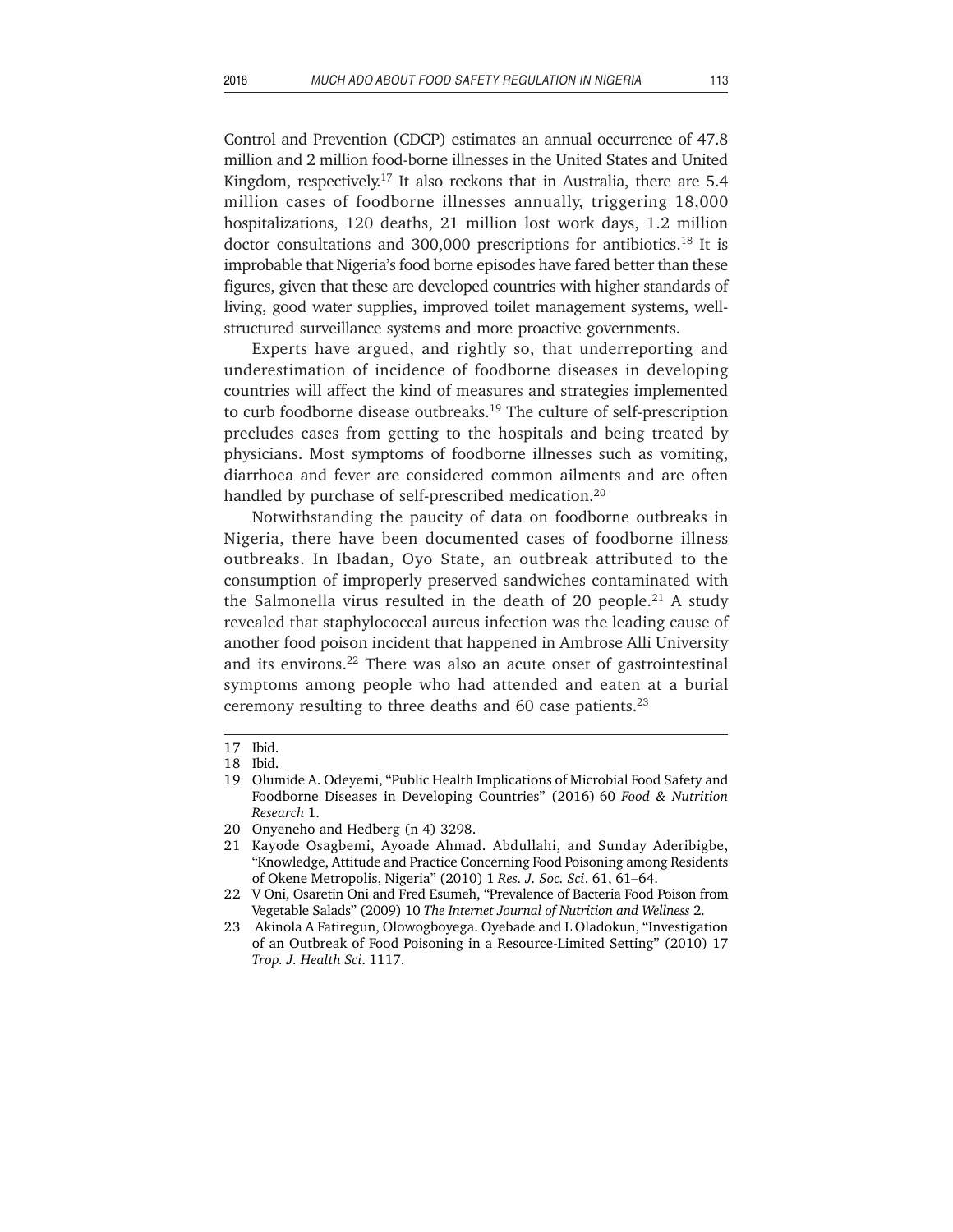Control and Prevention (CDCP) estimates an annual occurrence of 47.8 million and 2 million food-borne illnesses in the United States and United Kingdom, respectively.[17] It also reckons that in Australia, there are 5.4 million cases of foodborne illnesses annually, triggering 18,000 hospitalizations, 120 deaths, 21 million lost work days, 1.2 million doctor consultations and 300,000 prescriptions for antibiotics.[18] It is improbable that Nigeria's food borne episodes have fared better than these figures, given that these are developed countries with higher standards of living, good water supplies, improved toilet management systems, well-structured surveillance systems and more proactive governments.

Experts have argued, and rightly so, that underreporting and underestimation of incidence of foodborne diseases in developing countries will affect the kind of measures and strategies implemented to curb foodborne disease outbreaks.[19] The culture of self-prescription precludes cases from getting to the hospitals and being treated by physicians. Most symptoms of foodborne illnesses such as vomiting, diarrhoea and fever are considered common ailments and are often handled by purchase of self-prescribed medication.[20]

Notwithstanding the paucity of data on foodborne outbreaks in Nigeria, there have been documented cases of foodborne illness outbreaks. In Ibadan, Oyo State, an outbreak attributed to the consumption of improperly preserved sandwiches contaminated with the Salmonella virus resulted in the death of 20 people.[21] A study revealed that staphylococcal aureus infection was the leading cause of another food poison incident that happened in Ambrose Alli University and its environs.[22] There was also an acute onset of gastrointestinal symptoms among people who had attended and eaten at a burial ceremony resulting to three deaths and 60 case patients.[23]

---

17 Ibid.

18 Ibid.

19 Olumide A. Odeyemi, "Public Health Implications of Microbial Food Safety and Foodborne Diseases in Developing Countries" (2016) 60 *Food & Nutrition Research* 1.

20 Onyeneho and Hedberg (n 4) 3298.

21 Kayode Osagbemi, Ayoade Ahmad. Abdullahi, and Sunday Aderibigbe, "Knowledge, Attitude and Practice Concerning Food Poisoning among Residents of Okene Metropolis, Nigeria" (2010) 1 *Res. J. Soc. Sci*. 61, 61–64.

22 V Oni, Osaretin Oni and Fred Esumeh, "Prevalence of Bacteria Food Poison from Vegetable Salads" (2009) 10 *The Internet Journal of Nutrition and Wellness* 2.

23 Akinola A Fatiregun, Olowogboyega. Oyebade and L Oladokun, "Investigation of an Outbreak of Food Poisoning in a Resource-Limited Setting" (2010) 17 *Trop. J. Health Sci*. 1117.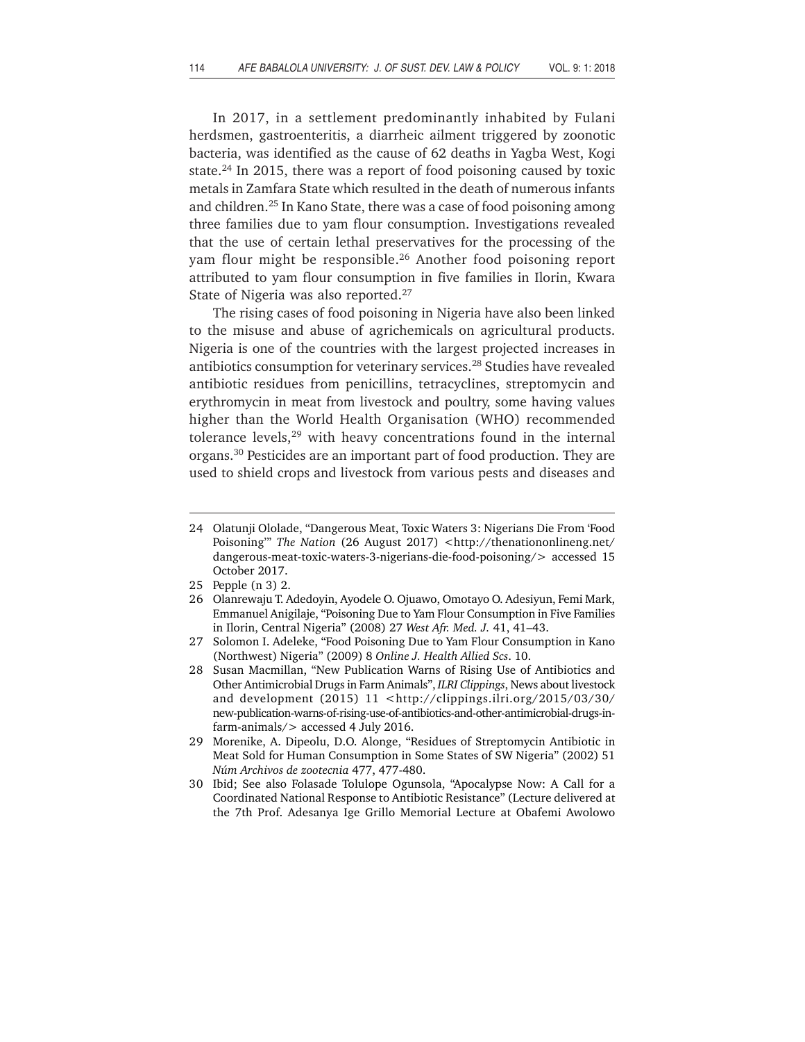In 2017, in a settlement predominantly inhabited by Fulani herdsmen, gastroenteritis, a diarrheic ailment triggered by zoonotic bacteria, was identified as the cause of 62 deaths in Yagba West, Kogi state.[24] In 2015, there was a report of food poisoning caused by toxic metals in Zamfara State which resulted in the death of numerous infants and children.[25] In Kano State, there was a case of food poisoning among three families due to yam flour consumption. Investigations revealed that the use of certain lethal preservatives for the processing of the yam flour might be responsible.[26] Another food poisoning report attributed to yam flour consumption in five families in Ilorin, Kwara State of Nigeria was also reported.[27]

The rising cases of food poisoning in Nigeria have also been linked to the misuse and abuse of agrichemicals on agricultural products. Nigeria is one of the countries with the largest projected increases in antibiotics consumption for veterinary services.[28] Studies have revealed antibiotic residues from penicillins, tetracyclines, streptomycin and erythromycin in meat from livestock and poultry, some having values higher than the World Health Organisation (WHO) recommended tolerance levels,[29] with heavy concentrations found in the internal organs.[30] Pesticides are an important part of food production. They are used to shield crops and livestock from various pests and diseases and

---

24 Olatunji Ololade, "Dangerous Meat, Toxic Waters 3: Nigerians Die From 'Food Poisoning'" *The Nation* (26 August 2017) <http://thenationonlineng.net/dangerous-meat-toxic-waters-3-nigerians-die-food-poisoning/> accessed 15 October 2017.

25 Pepple (n 3) 2.

26 Olanrewaju T. Adedoyin, Ayodele O. Ojuawo, Omotayo O. Adesiyun, Femi Mark, Emmanuel Anigilaje, "Poisoning Due to Yam Flour Consumption in Five Families in Ilorin, Central Nigeria" (2008) 27 *West Afr. Med. J.* 41, 41–43.

27 Solomon I. Adeleke, "Food Poisoning Due to Yam Flour Consumption in Kano (Northwest) Nigeria" (2009) 8 *Online J. Health Allied Scs*. 10.

28 Susan Macmillan, "New Publication Warns of Rising Use of Antibiotics and Other Antimicrobial Drugs in Farm Animals", *ILRI Clippings*, News about livestock and development (2015) 11 <http://clippings.ilri.org/2015/03/30/new-publication-warns-of-rising-use-of-antibiotics-and-other-antimicrobial-drugs-in-farm-animals/> accessed 4 July 2016.

29 Morenike, A. Dipeolu, D.O. Alonge, "Residues of Streptomycin Antibiotic in Meat Sold for Human Consumption in Some States of SW Nigeria" (2002) 51 *Núm Archivos de zootecnia* 477, 477-480.

30 Ibid; See also Folasade Tolulope Ogunsola, "Apocalypse Now: A Call for a Coordinated National Response to Antibiotic Resistance" (Lecture delivered at the 7th Prof. Adesanya Ige Grillo Memorial Lecture at Obafemi Awolowo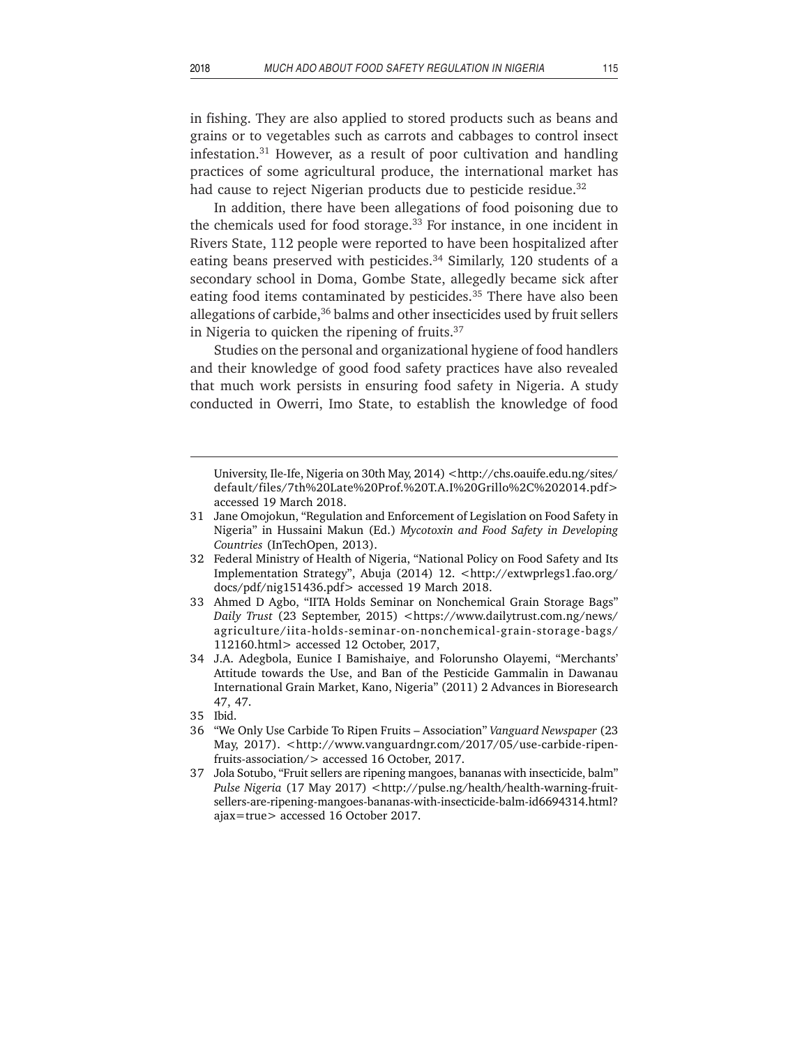in fishing. They are also applied to stored products such as beans and grains or to vegetables such as carrots and cabbages to control insect infestation.[31] However, as a result of poor cultivation and handling practices of some agricultural produce, the international market has had cause to reject Nigerian products due to pesticide residue.[32]

In addition, there have been allegations of food poisoning due to the chemicals used for food storage.[33] For instance, in one incident in Rivers State, 112 people were reported to have been hospitalized after eating beans preserved with pesticides.[34] Similarly, 120 students of a secondary school in Doma, Gombe State, allegedly became sick after eating food items contaminated by pesticides.[35] There have also been allegations of carbide,[36] balms and other insecticides used by fruit sellers in Nigeria to quicken the ripening of fruits.[37]

Studies on the personal and organizational hygiene of food handlers and their knowledge of good food safety practices have also revealed that much work persists in ensuring food safety in Nigeria. A study conducted in Owerri, Imo State, to establish the knowledge of food

---

University, Ile-Ife, Nigeria on 30th May, 2014) <http://chs.oauife.edu.ng/sites/default/files/7th%20Late%20Prof.%20T.A.I%20Grillo%2C%202014.pdf> accessed 19 March 2018.

31 Jane Omojokun, "Regulation and Enforcement of Legislation on Food Safety in Nigeria" in Hussaini Makun (Ed.) *Mycotoxin and Food Safety in Developing Countries* (InTechOpen, 2013).

32 Federal Ministry of Health of Nigeria, "National Policy on Food Safety and Its Implementation Strategy", Abuja (2014) 12. <http://extwprlegs1.fao.org/docs/pdf/nig151436.pdf> accessed 19 March 2018.

33 Ahmed D Agbo, "IITA Holds Seminar on Nonchemical Grain Storage Bags" *Daily Trust* (23 September, 2015) <https://www.dailytrust.com.ng/news/agriculture/iita-holds-seminar-on-nonchemical-grain-storage-bags/112160.html> accessed 12 October, 2017,

34 J.A. Adegbola, Eunice I Bamishaiye, and Folorunsho Olayemi, "Merchants' Attitude towards the Use, and Ban of the Pesticide Gammalin in Dawanau International Grain Market, Kano, Nigeria" (2011) 2 Advances in Bioresearch 47, 47.

35 Ibid.

36 "We Only Use Carbide To Ripen Fruits – Association" *Vanguard Newspaper* (23 May, 2017). <http://www.vanguardngr.com/2017/05/use-carbide-ripen-fruits-association/> accessed 16 October, 2017.

37 Jola Sotubo, "Fruit sellers are ripening mangoes, bananas with insecticide, balm" *Pulse Nigeria* (17 May 2017) <http://pulse.ng/health/health-warning-fruit-sellers-are-ripening-mangoes-bananas-with-insecticide-balm-id6694314.html?ajax=true> accessed 16 October 2017.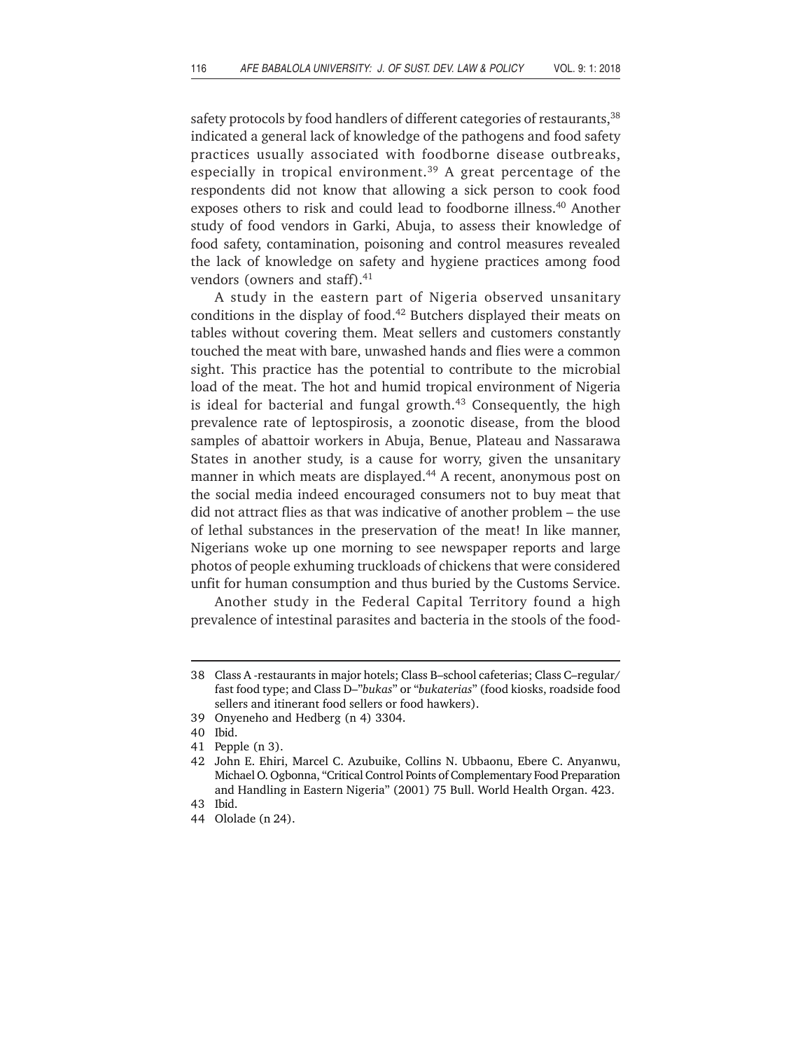safety protocols by food handlers of different categories of restaurants,[38] indicated a general lack of knowledge of the pathogens and food safety practices usually associated with foodborne disease outbreaks, especially in tropical environment.[39] A great percentage of the respondents did not know that allowing a sick person to cook food exposes others to risk and could lead to foodborne illness.[40] Another study of food vendors in Garki, Abuja, to assess their knowledge of food safety, contamination, poisoning and control measures revealed the lack of knowledge on safety and hygiene practices among food vendors (owners and staff).[41]

A study in the eastern part of Nigeria observed unsanitary conditions in the display of food.[42] Butchers displayed their meats on tables without covering them. Meat sellers and customers constantly touched the meat with bare, unwashed hands and flies were a common sight. This practice has the potential to contribute to the microbial load of the meat. The hot and humid tropical environment of Nigeria is ideal for bacterial and fungal growth.[43] Consequently, the high prevalence rate of leptospirosis, a zoonotic disease, from the blood samples of abattoir workers in Abuja, Benue, Plateau and Nassarawa States in another study, is a cause for worry, given the unsanitary manner in which meats are displayed.[44] A recent, anonymous post on the social media indeed encouraged consumers not to buy meat that did not attract flies as that was indicative of another problem – the use of lethal substances in the preservation of the meat! In like manner, Nigerians woke up one morning to see newspaper reports and large photos of people exhuming truckloads of chickens that were considered unfit for human consumption and thus buried by the Customs Service.

Another study in the Federal Capital Territory found a high prevalence of intestinal parasites and bacteria in the stools of the food-

---

38 Class A -restaurants in major hotels; Class B–school cafeterias; Class C–regular/ fast food type; and Class D–"*bukas*" or "*bukaterias*" (food kiosks, roadside food sellers and itinerant food sellers or food hawkers).

39 Onyeneho and Hedberg (n 4) 3304.

40 Ibid.

41 Pepple (n 3).

42 John E. Ehiri, Marcel C. Azubuike, Collins N. Ubbaonu, Ebere C. Anyanwu, Michael O. Ogbonna, "Critical Control Points of Complementary Food Preparation and Handling in Eastern Nigeria" (2001) 75 Bull. World Health Organ. 423.

43 Ibid.

44 Ololade (n 24).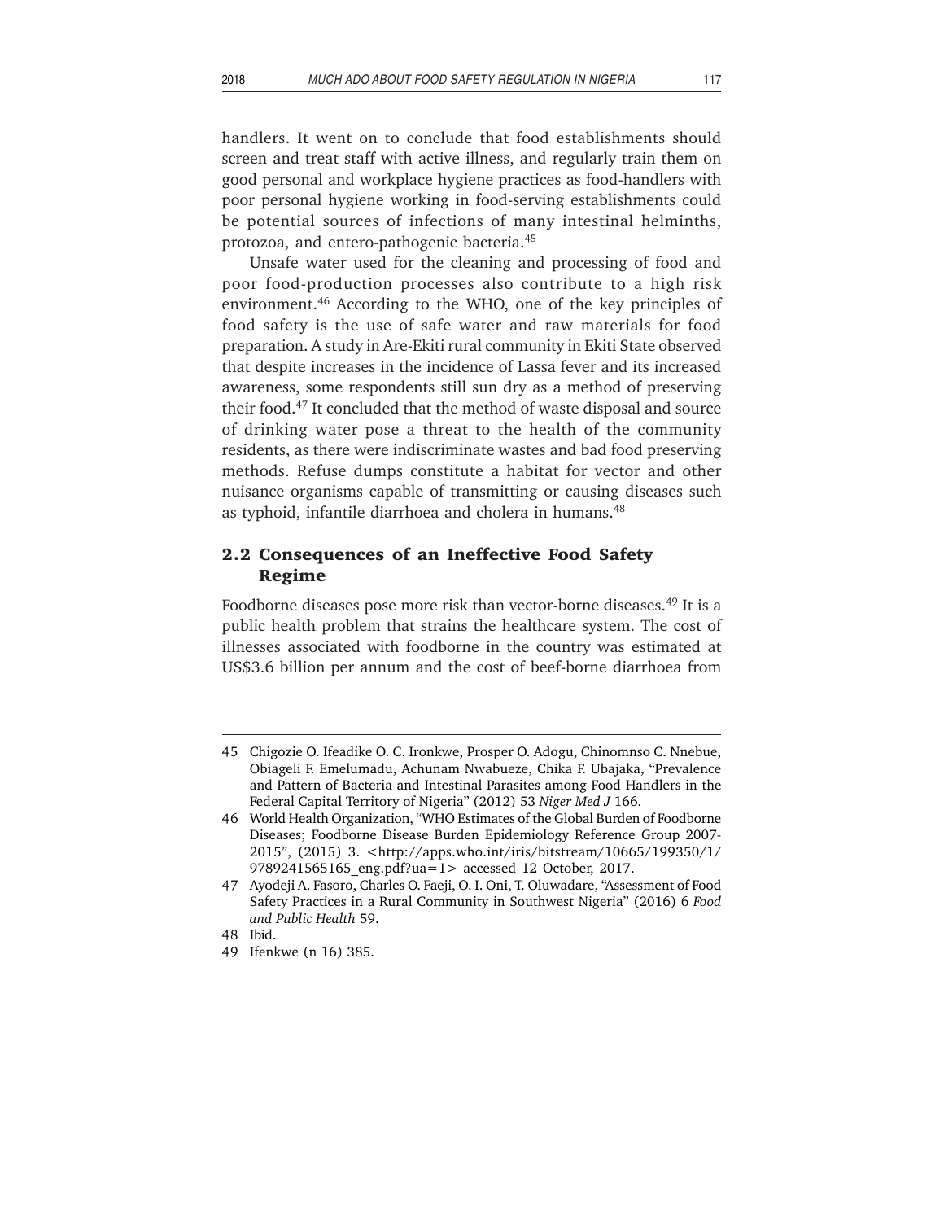handlers. It went on to conclude that food establishments should screen and treat staff with active illness, and regularly train them on good personal and workplace hygiene practices as food-handlers with poor personal hygiene working in food-serving establishments could be potential sources of infections of many intestinal helminths, protozoa, and entero-pathogenic bacteria.[45]

Unsafe water used for the cleaning and processing of food and poor food-production processes also contribute to a high risk environment.[46] According to the WHO, one of the key principles of food safety is the use of safe water and raw materials for food preparation. A study in Are-Ekiti rural community in Ekiti State observed that despite increases in the incidence of Lassa fever and its increased awareness, some respondents still sun dry as a method of preserving their food.[47] It concluded that the method of waste disposal and source of drinking water pose a threat to the health of the community residents, as there were indiscriminate wastes and bad food preserving methods. Refuse dumps constitute a habitat for vector and other nuisance organisms capable of transmitting or causing diseases such as typhoid, infantile diarrhoea and cholera in humans.[48]

## 2.2 Consequences of an Ineffective Food Safety Regime

Foodborne diseases pose more risk than vector-borne diseases.[49] It is a public health problem that strains the healthcare system. The cost of illnesses associated with foodborne in the country was estimated at US$3.6 billion per annum and the cost of beef-borne diarrhoea from

---

45 Chigozie O. Ifeadike O. C. Ironkwe, Prosper O. Adogu, Chinomnso C. Nnebue, Obiageli F. Emelumadu, Achunam Nwabueze, Chika F. Ubajaka, "Prevalence and Pattern of Bacteria and Intestinal Parasites among Food Handlers in the Federal Capital Territory of Nigeria" (2012) 53 *Niger Med J* 166.

46 World Health Organization, "WHO Estimates of the Global Burden of Foodborne Diseases; Foodborne Disease Burden Epidemiology Reference Group 2007-2015", (2015) 3. <http://apps.who.int/iris/bitstream/10665/199350/1/9789241565165_eng.pdf?ua=1> accessed 12 October, 2017.

47 Ayodeji A. Fasoro, Charles O. Faeji, O. I. Oni, T. Oluwadare, "Assessment of Food Safety Practices in a Rural Community in Southwest Nigeria" (2016) 6 *Food and Public Health* 59.

48 Ibid.

49 Ifenkwe (n 16) 385.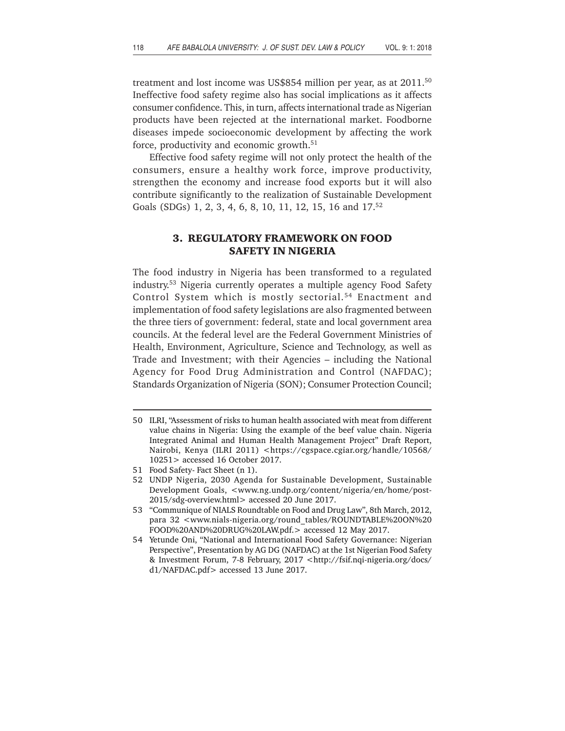treatment and lost income was US$854 million per year, as at 2011.[50] Ineffective food safety regime also has social implications as it affects consumer confidence. This, in turn, affects international trade as Nigerian products have been rejected at the international market. Foodborne diseases impede socioeconomic development by affecting the work force, productivity and economic growth.[51]

Effective food safety regime will not only protect the health of the consumers, ensure a healthy work force, improve productivity, strengthen the economy and increase food exports but it will also contribute significantly to the realization of Sustainable Development Goals (SDGs) 1, 2, 3, 4, 6, 8, 10, 11, 12, 15, 16 and 17.[52]

## 3. REGULATORY FRAMEWORK ON FOOD SAFETY IN NIGERIA

The food industry in Nigeria has been transformed to a regulated industry.[53] Nigeria currently operates a multiple agency Food Safety Control System which is mostly sectorial.[54] Enactment and implementation of food safety legislations are also fragmented between the three tiers of government: federal, state and local government area councils. At the federal level are the Federal Government Ministries of Health, Environment, Agriculture, Science and Technology, as well as Trade and Investment; with their Agencies – including the National Agency for Food Drug Administration and Control (NAFDAC); Standards Organization of Nigeria (SON); Consumer Protection Council;

---

50 ILRI, "Assessment of risks to human health associated with meat from different value chains in Nigeria: Using the example of the beef value chain. Nigeria Integrated Animal and Human Health Management Project" Draft Report, Nairobi, Kenya (ILRI 2011) <https://cgspace.cgiar.org/handle/10568/10251> accessed 16 October 2017.

51 Food Safety- Fact Sheet (n 1).

52 UNDP Nigeria, 2030 Agenda for Sustainable Development, Sustainable Development Goals, <www.ng.undp.org/content/nigeria/en/home/post-2015/sdg-overview.html> accessed 20 June 2017.

53 "Communique of NIALS Roundtable on Food and Drug Law", 8th March, 2012, para 32 <www.nials-nigeria.org/round_tables/ROUNDTABLE%20ON%20FOOD%20AND%20DRUG%20LAW.pdf.> accessed 12 May 2017.

54 Yetunde Oni, "National and International Food Safety Governance: Nigerian Perspective", Presentation by AG DG (NAFDAC) at the 1st Nigerian Food Safety & Investment Forum, 7-8 February, 2017 <http://fsif.nqi-nigeria.org/docs/d1/NAFDAC.pdf> accessed 13 June 2017.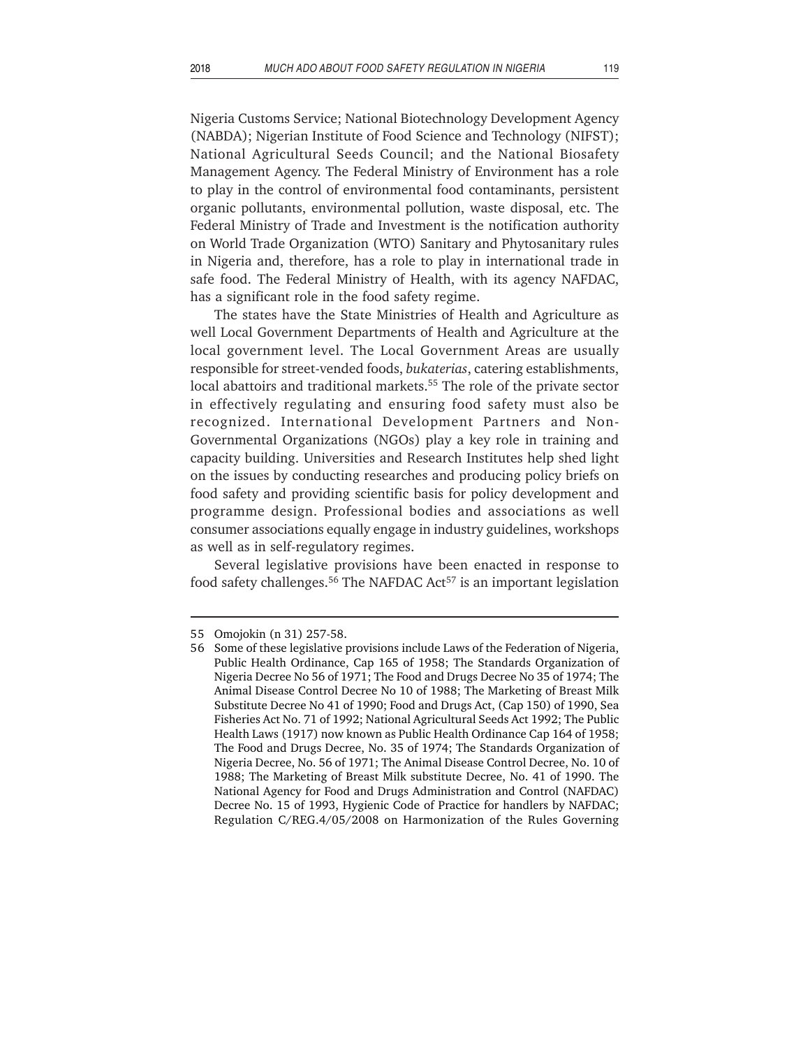Nigeria Customs Service; National Biotechnology Development Agency (NABDA); Nigerian Institute of Food Science and Technology (NIFST); National Agricultural Seeds Council; and the National Biosafety Management Agency. The Federal Ministry of Environment has a role to play in the control of environmental food contaminants, persistent organic pollutants, environmental pollution, waste disposal, etc. The Federal Ministry of Trade and Investment is the notification authority on World Trade Organization (WTO) Sanitary and Phytosanitary rules in Nigeria and, therefore, has a role to play in international trade in safe food. The Federal Ministry of Health, with its agency NAFDAC, has a significant role in the food safety regime.

The states have the State Ministries of Health and Agriculture as well Local Government Departments of Health and Agriculture at the local government level. The Local Government Areas are usually responsible for street-vended foods, *bukaterias*, catering establishments, local abattoirs and traditional markets.[55] The role of the private sector in effectively regulating and ensuring food safety must also be recognized. International Development Partners and Non-Governmental Organizations (NGOs) play a key role in training and capacity building. Universities and Research Institutes help shed light on the issues by conducting researches and producing policy briefs on food safety and providing scientific basis for policy development and programme design. Professional bodies and associations as well consumer associations equally engage in industry guidelines, workshops as well as in self-regulatory regimes.

Several legislative provisions have been enacted in response to food safety challenges.[56] The NAFDAC Act[57] is an important legislation

---

55 Omojokin (n 31) 257-58.

56 Some of these legislative provisions include Laws of the Federation of Nigeria, Public Health Ordinance, Cap 165 of 1958; The Standards Organization of Nigeria Decree No 56 of 1971; The Food and Drugs Decree No 35 of 1974; The Animal Disease Control Decree No 10 of 1988; The Marketing of Breast Milk Substitute Decree No 41 of 1990; Food and Drugs Act, (Cap 150) of 1990, Sea Fisheries Act No. 71 of 1992; National Agricultural Seeds Act 1992; The Public Health Laws (1917) now known as Public Health Ordinance Cap 164 of 1958; The Food and Drugs Decree, No. 35 of 1974; The Standards Organization of Nigeria Decree, No. 56 of 1971; The Animal Disease Control Decree, No. 10 of 1988; The Marketing of Breast Milk substitute Decree, No. 41 of 1990. The National Agency for Food and Drugs Administration and Control (NAFDAC) Decree No. 15 of 1993, Hygienic Code of Practice for handlers by NAFDAC; Regulation C/REG.4/05/2008 on Harmonization of the Rules Governing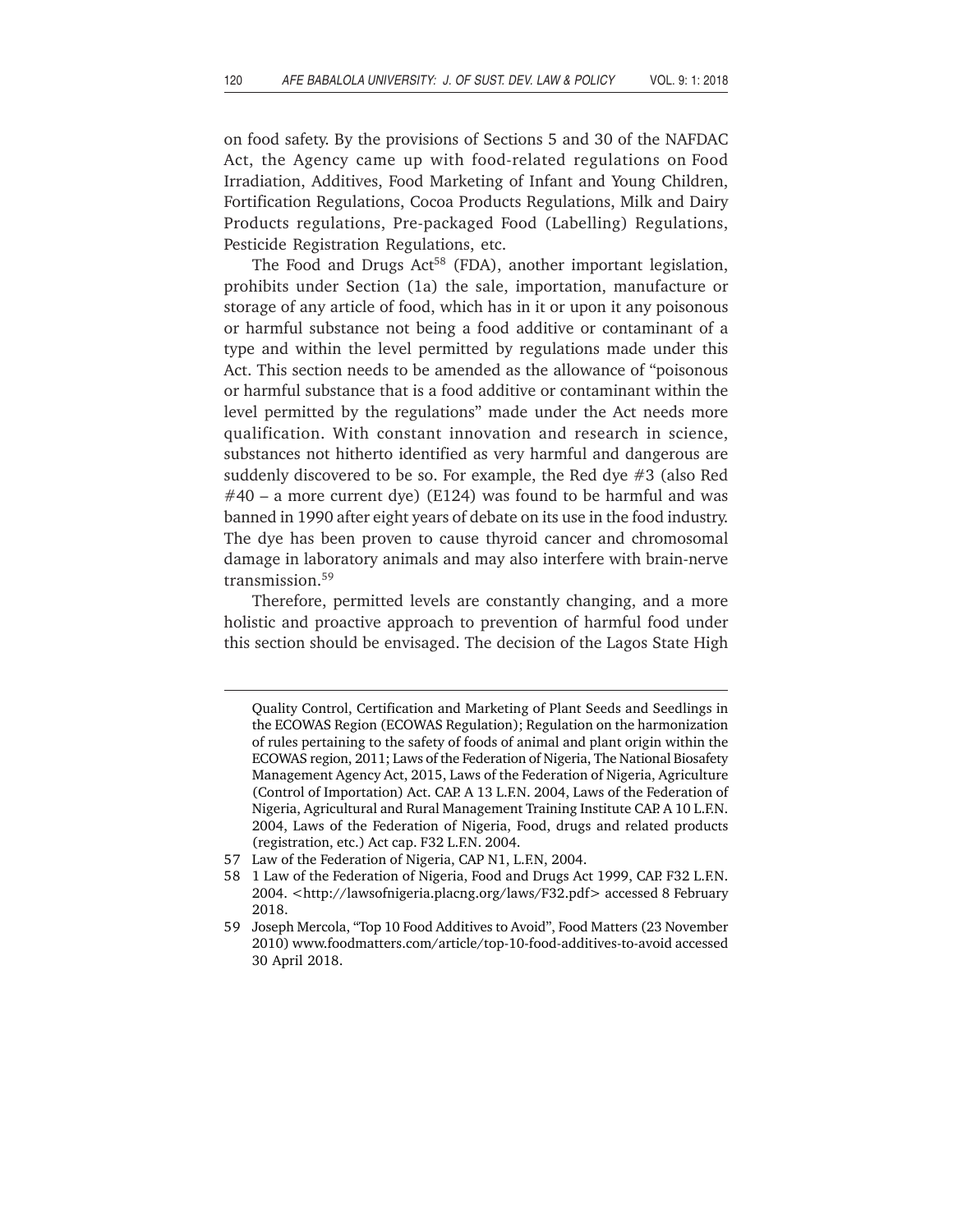on food safety. By the provisions of Sections 5 and 30 of the NAFDAC Act, the Agency came up with food-related regulations on Food Irradiation, Additives, Food Marketing of Infant and Young Children, Fortification Regulations, Cocoa Products Regulations, Milk and Dairy Products regulations, Pre-packaged Food (Labelling) Regulations, Pesticide Registration Regulations, etc.

The Food and Drugs Act[58] (FDA), another important legislation, prohibits under Section (1a) the sale, importation, manufacture or storage of any article of food, which has in it or upon it any poisonous or harmful substance not being a food additive or contaminant of a type and within the level permitted by regulations made under this Act. This section needs to be amended as the allowance of "poisonous or harmful substance that is a food additive or contaminant within the level permitted by the regulations" made under the Act needs more qualification. With constant innovation and research in science, substances not hitherto identified as very harmful and dangerous are suddenly discovered to be so. For example, the Red dye #3 (also Red #40 – a more current dye) (E124) was found to be harmful and was banned in 1990 after eight years of debate on its use in the food industry. The dye has been proven to cause thyroid cancer and chromosomal damage in laboratory animals and may also interfere with brain-nerve transmission.[59]

Therefore, permitted levels are constantly changing, and a more holistic and proactive approach to prevention of harmful food under this section should be envisaged. The decision of the Lagos State High

---

Quality Control, Certification and Marketing of Plant Seeds and Seedlings in the ECOWAS Region (ECOWAS Regulation); Regulation on the harmonization of rules pertaining to the safety of foods of animal and plant origin within the ECOWAS region, 2011; Laws of the Federation of Nigeria, The National Biosafety Management Agency Act, 2015, Laws of the Federation of Nigeria, Agriculture (Control of Importation) Act. CAP. A 13 L.F.N. 2004, Laws of the Federation of Nigeria, Agricultural and Rural Management Training Institute CAP. A 10 L.F.N. 2004, Laws of the Federation of Nigeria, Food, drugs and related products (registration, etc.) Act cap. F32 L.F.N. 2004.

57 Law of the Federation of Nigeria, CAP N1, L.F.N, 2004.

58 1 Law of the Federation of Nigeria, Food and Drugs Act 1999, CAP. F32 L.F.N. 2004. <http://lawsofnigeria.placng.org/laws/F32.pdf> accessed 8 February 2018.

59 Joseph Mercola, "Top 10 Food Additives to Avoid", Food Matters (23 November 2010) www.foodmatters.com/article/top-10-food-additives-to-avoid accessed 30 April 2018.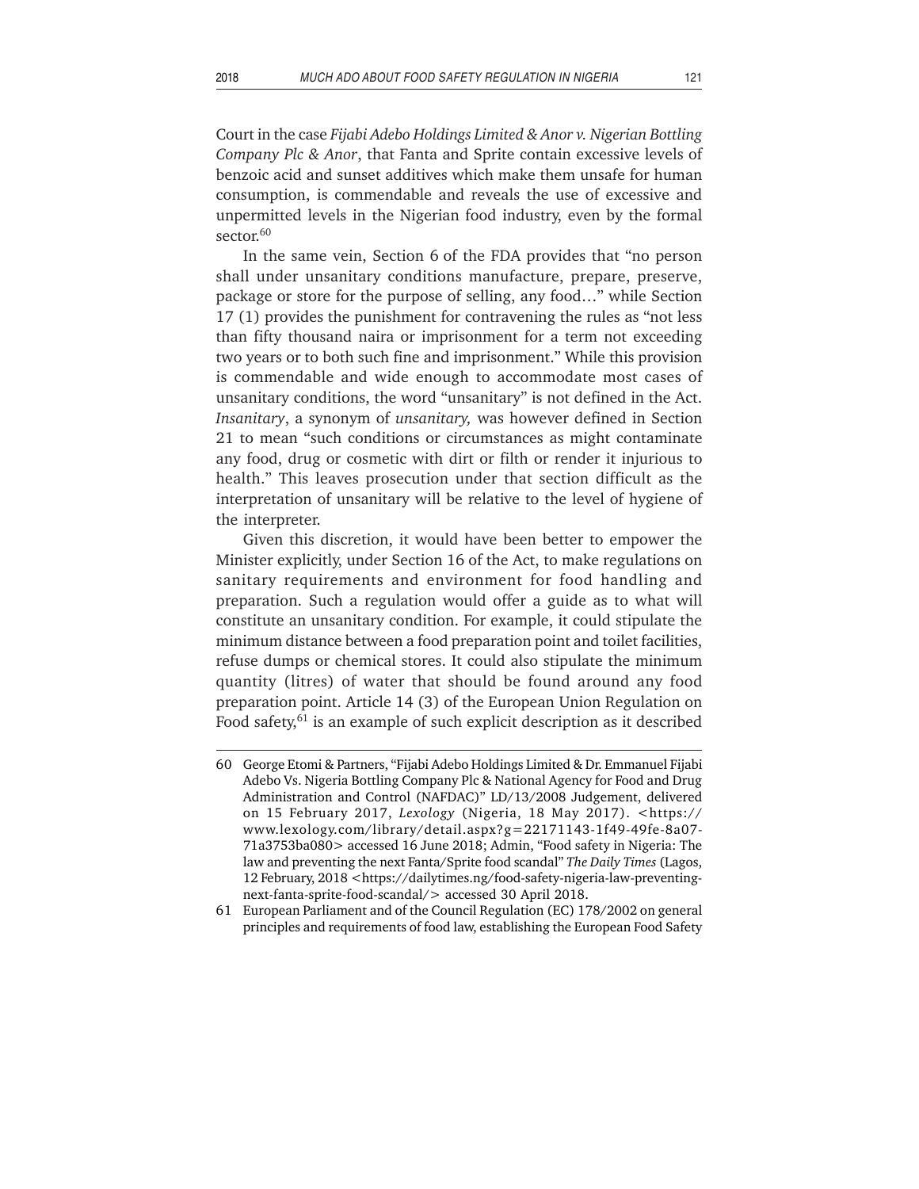Court in the case *Fijabi Adebo Holdings Limited & Anor v. Nigerian Bottling Company Plc & Anor*, that Fanta and Sprite contain excessive levels of benzoic acid and sunset additives which make them unsafe for human consumption, is commendable and reveals the use of excessive and unpermitted levels in the Nigerian food industry, even by the formal sector.[60]

In the same vein, Section 6 of the FDA provides that "no person shall under unsanitary conditions manufacture, prepare, preserve, package or store for the purpose of selling, any food…" while Section 17 (1) provides the punishment for contravening the rules as "not less than fifty thousand naira or imprisonment for a term not exceeding two years or to both such fine and imprisonment." While this provision is commendable and wide enough to accommodate most cases of unsanitary conditions, the word "unsanitary" is not defined in the Act. *Insanitary*, a synonym of *unsanitary,* was however defined in Section 21 to mean "such conditions or circumstances as might contaminate any food, drug or cosmetic with dirt or filth or render it injurious to health." This leaves prosecution under that section difficult as the interpretation of unsanitary will be relative to the level of hygiene of the interpreter.

Given this discretion, it would have been better to empower the Minister explicitly, under Section 16 of the Act, to make regulations on sanitary requirements and environment for food handling and preparation. Such a regulation would offer a guide as to what will constitute an unsanitary condition. For example, it could stipulate the minimum distance between a food preparation point and toilet facilities, refuse dumps or chemical stores. It could also stipulate the minimum quantity (litres) of water that should be found around any food preparation point. Article 14 (3) of the European Union Regulation on Food safety,[61] is an example of such explicit description as it described

---

60 George Etomi & Partners, "Fijabi Adebo Holdings Limited & Dr. Emmanuel Fijabi Adebo Vs. Nigeria Bottling Company Plc & National Agency for Food and Drug Administration and Control (NAFDAC)" LD/13/2008 Judgement, delivered on 15 February 2017, *Lexology* (Nigeria, 18 May 2017). <https://www.lexology.com/library/detail.aspx?g=22171143-1f49-49fe-8a07-71a3753ba080> accessed 16 June 2018; Admin, "Food safety in Nigeria: The law and preventing the next Fanta/Sprite food scandal" *The Daily Times* (Lagos, 12 February, 2018 <https://dailytimes.ng/food-safety-nigeria-law-preventing-next-fanta-sprite-food-scandal/> accessed 30 April 2018.

61 European Parliament and of the Council Regulation (EC) 178/2002 on general principles and requirements of food law, establishing the European Food Safety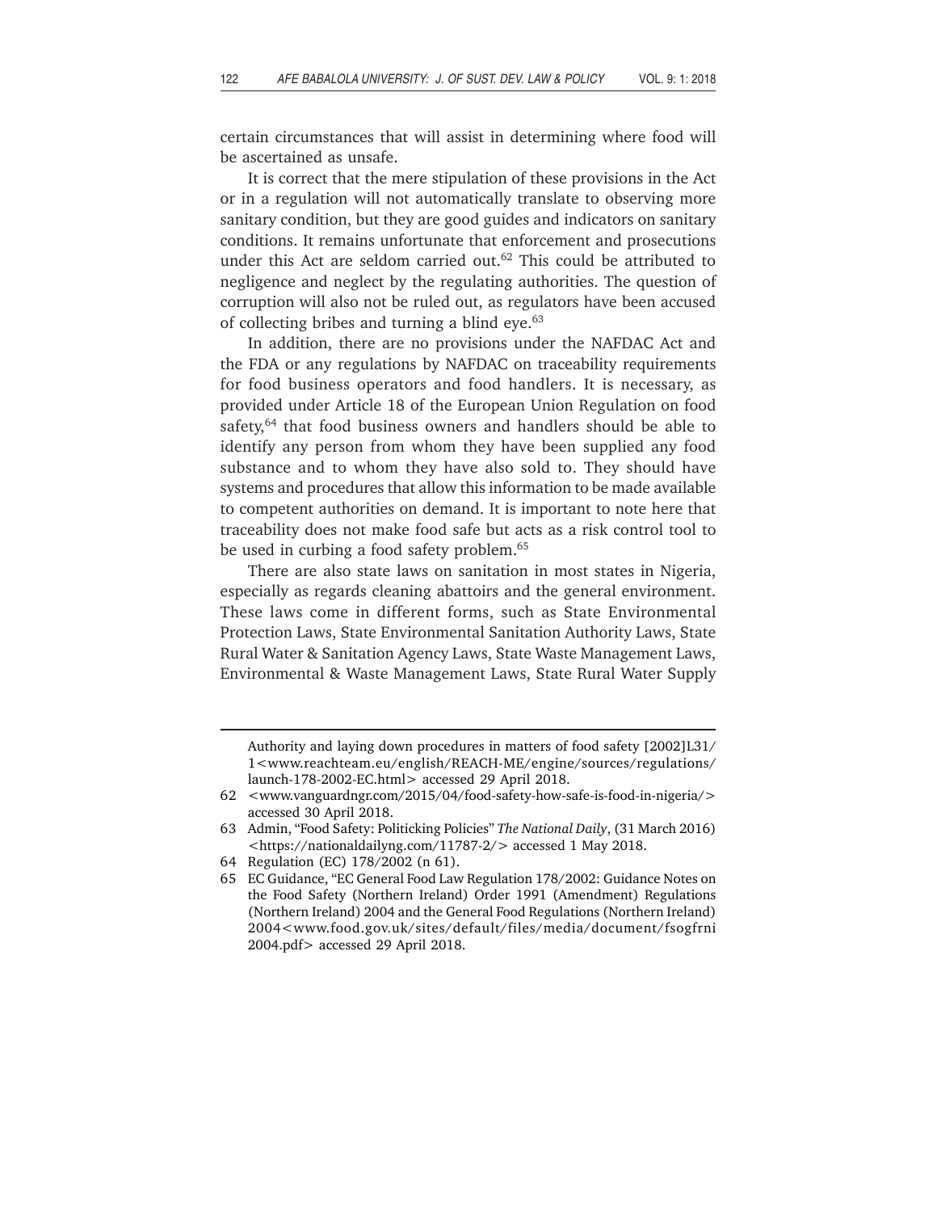certain circumstances that will assist in determining where food will be ascertained as unsafe.

It is correct that the mere stipulation of these provisions in the Act or in a regulation will not automatically translate to observing more sanitary condition, but they are good guides and indicators on sanitary conditions. It remains unfortunate that enforcement and prosecutions under this Act are seldom carried out.[62] This could be attributed to negligence and neglect by the regulating authorities. The question of corruption will also not be ruled out, as regulators have been accused of collecting bribes and turning a blind eye.[63]

In addition, there are no provisions under the NAFDAC Act and the FDA or any regulations by NAFDAC on traceability requirements for food business operators and food handlers. It is necessary, as provided under Article 18 of the European Union Regulation on food safety,[64] that food business owners and handlers should be able to identify any person from whom they have been supplied any food substance and to whom they have also sold to. They should have systems and procedures that allow this information to be made available to competent authorities on demand. It is important to note here that traceability does not make food safe but acts as a risk control tool to be used in curbing a food safety problem.[65]

There are also state laws on sanitation in most states in Nigeria, especially as regards cleaning abattoirs and the general environment. These laws come in different forms, such as State Environmental Protection Laws, State Environmental Sanitation Authority Laws, State Rural Water & Sanitation Agency Laws, State Waste Management Laws, Environmental & Waste Management Laws, State Rural Water Supply

---

Authority and laying down procedures in matters of food safety [2002]L31/1<www.reachteam.eu/english/REACH-ME/engine/sources/regulations/launch-178-2002-EC.html> accessed 29 April 2018.

62 <www.vanguardngr.com/2015/04/food-safety-how-safe-is-food-in-nigeria/> accessed 30 April 2018.

63 Admin, "Food Safety: Politicking Policies" *The National Daily*, (31 March 2016) <https://nationaldailyng.com/11787-2/> accessed 1 May 2018.

64 Regulation (EC) 178/2002 (n 61).

65 EC Guidance, "EC General Food Law Regulation 178/2002: Guidance Notes on the Food Safety (Northern Ireland) Order 1991 (Amendment) Regulations (Northern Ireland) 2004 and the General Food Regulations (Northern Ireland) 2004<www.food.gov.uk/sites/default/files/media/document/fsogfrni2004.pdf> accessed 29 April 2018.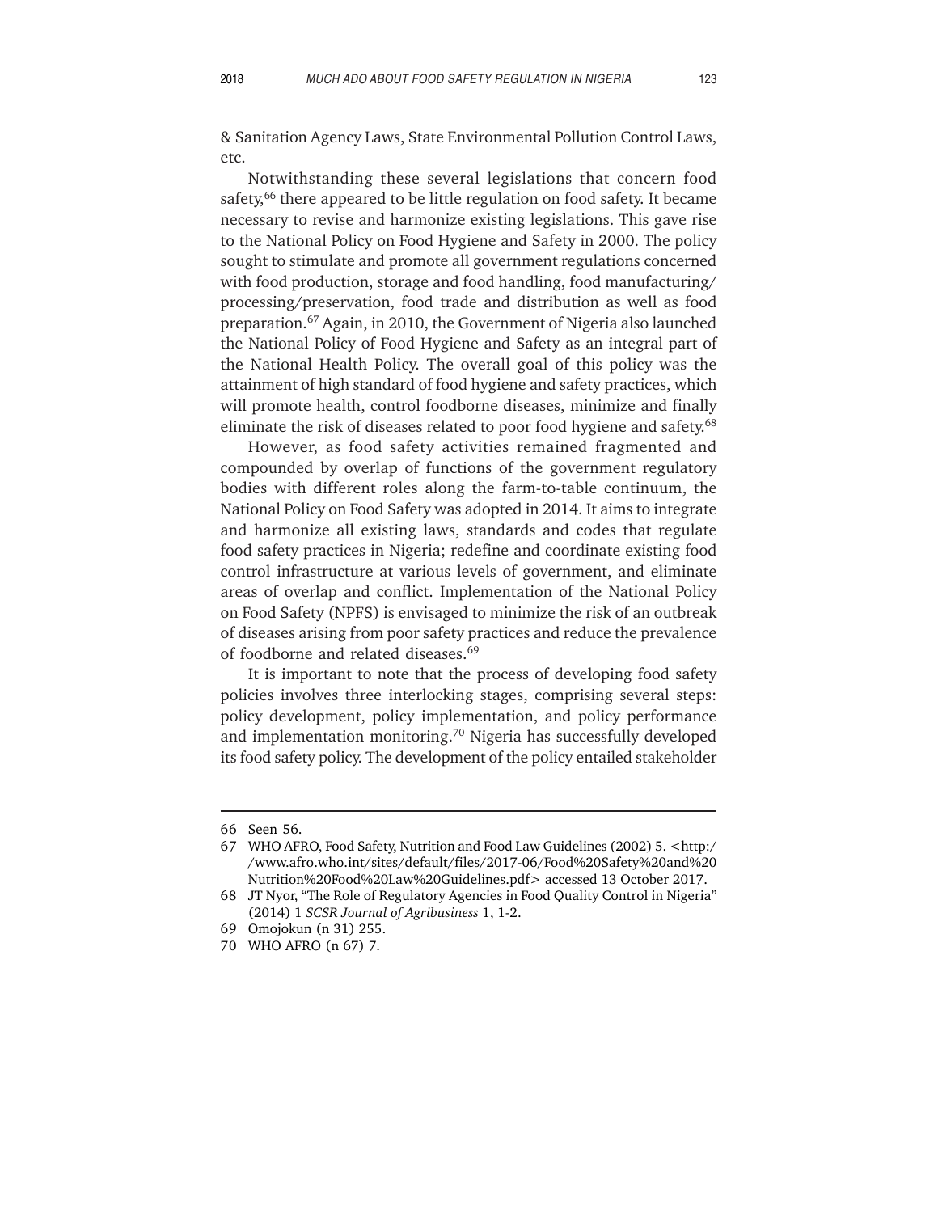& Sanitation Agency Laws, State Environmental Pollution Control Laws, etc.

Notwithstanding these several legislations that concern food safety,[66] there appeared to be little regulation on food safety. It became necessary to revise and harmonize existing legislations. This gave rise to the National Policy on Food Hygiene and Safety in 2000. The policy sought to stimulate and promote all government regulations concerned with food production, storage and food handling, food manufacturing/ processing/preservation, food trade and distribution as well as food preparation.[67] Again, in 2010, the Government of Nigeria also launched the National Policy of Food Hygiene and Safety as an integral part of the National Health Policy. The overall goal of this policy was the attainment of high standard of food hygiene and safety practices, which will promote health, control foodborne diseases, minimize and finally eliminate the risk of diseases related to poor food hygiene and safety.[68]

However, as food safety activities remained fragmented and compounded by overlap of functions of the government regulatory bodies with different roles along the farm-to-table continuum, the National Policy on Food Safety was adopted in 2014. It aims to integrate and harmonize all existing laws, standards and codes that regulate food safety practices in Nigeria; redefine and coordinate existing food control infrastructure at various levels of government, and eliminate areas of overlap and conflict. Implementation of the National Policy on Food Safety (NPFS) is envisaged to minimize the risk of an outbreak of diseases arising from poor safety practices and reduce the prevalence of foodborne and related diseases.[69]

It is important to note that the process of developing food safety policies involves three interlocking stages, comprising several steps: policy development, policy implementation, and policy performance and implementation monitoring.[70] Nigeria has successfully developed its food safety policy. The development of the policy entailed stakeholder

---

66 Seen 56.

67 WHO AFRO, Food Safety, Nutrition and Food Law Guidelines (2002) 5. <http://www.afro.who.int/sites/default/files/2017-06/Food%20Safety%20and%20Nutrition%20Food%20Law%20Guidelines.pdf> accessed 13 October 2017.

68 JT Nyor, "The Role of Regulatory Agencies in Food Quality Control in Nigeria" (2014) 1 *SCSR Journal of Agribusiness* 1, 1-2.

69 Omojokun (n 31) 255.

70 WHO AFRO (n 67) 7.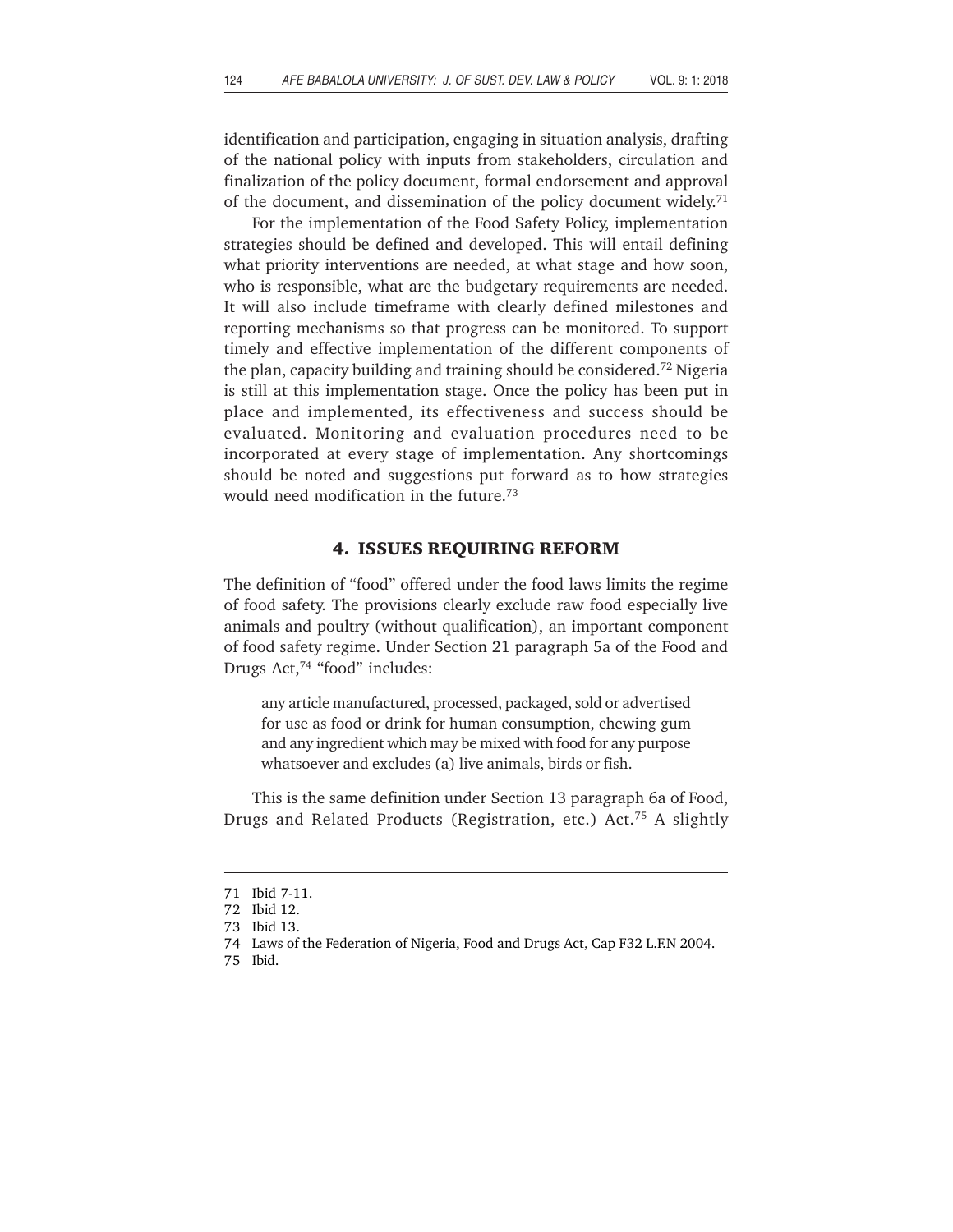identification and participation, engaging in situation analysis, drafting of the national policy with inputs from stakeholders, circulation and finalization of the policy document, formal endorsement and approval of the document, and dissemination of the policy document widely.[71]

For the implementation of the Food Safety Policy, implementation strategies should be defined and developed. This will entail defining what priority interventions are needed, at what stage and how soon, who is responsible, what are the budgetary requirements are needed. It will also include timeframe with clearly defined milestones and reporting mechanisms so that progress can be monitored. To support timely and effective implementation of the different components of the plan, capacity building and training should be considered.[72] Nigeria is still at this implementation stage. Once the policy has been put in place and implemented, its effectiveness and success should be evaluated. Monitoring and evaluation procedures need to be incorporated at every stage of implementation. Any shortcomings should be noted and suggestions put forward as to how strategies would need modification in the future.[73]

## 4. ISSUES REQUIRING REFORM

The definition of "food" offered under the food laws limits the regime of food safety. The provisions clearly exclude raw food especially live animals and poultry (without qualification), an important component of food safety regime. Under Section 21 paragraph 5a of the Food and Drugs Act,[74] "food" includes:

> any article manufactured, processed, packaged, sold or advertised for use as food or drink for human consumption, chewing gum and any ingredient which may be mixed with food for any purpose whatsoever and excludes (a) live animals, birds or fish.

This is the same definition under Section 13 paragraph 6a of Food, Drugs and Related Products (Registration, etc.) Act.[75] A slightly

---

71 Ibid 7-11.

72 Ibid 12.

73 Ibid 13.

74 Laws of the Federation of Nigeria, Food and Drugs Act, Cap F32 L.F.N 2004.

75 Ibid.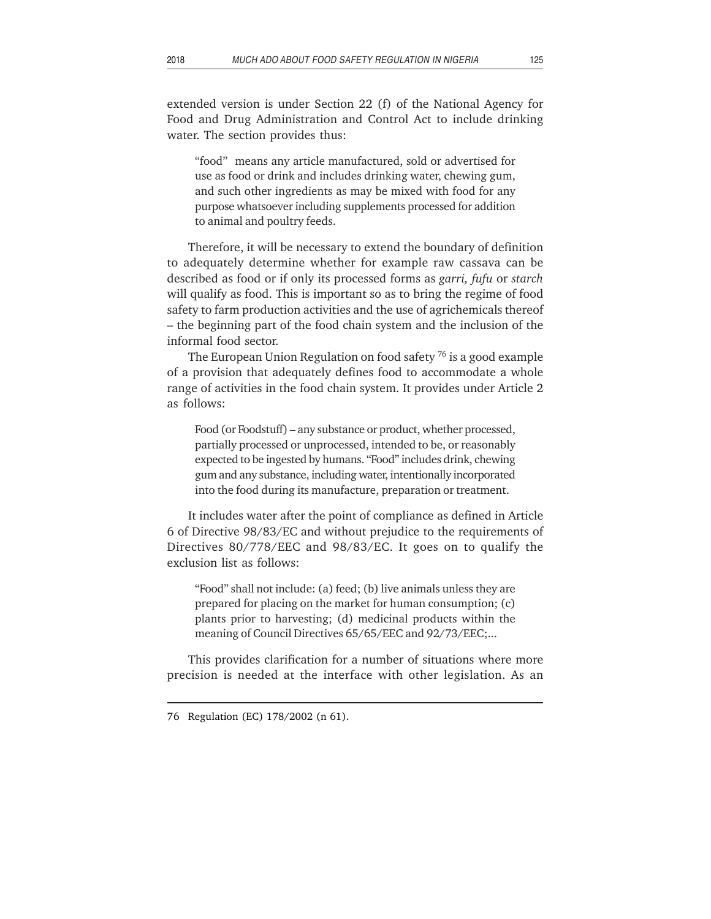extended version is under Section 22 (f) of the National Agency for Food and Drug Administration and Control Act to include drinking water. The section provides thus:

> "food" means any article manufactured, sold or advertised for use as food or drink and includes drinking water, chewing gum, and such other ingredients as may be mixed with food for any purpose whatsoever including supplements processed for addition to animal and poultry feeds.

Therefore, it will be necessary to extend the boundary of definition to adequately determine whether for example raw cassava can be described as food or if only its processed forms as *garri, fufu* or *starch* will qualify as food. This is important so as to bring the regime of food safety to farm production activities and the use of agrichemicals thereof – the beginning part of the food chain system and the inclusion of the informal food sector.

The European Union Regulation on food safety [76] is a good example of a provision that adequately defines food to accommodate a whole range of activities in the food chain system. It provides under Article 2 as follows:

> Food (or Foodstuff) – any substance or product, whether processed, partially processed or unprocessed, intended to be, or reasonably expected to be ingested by humans. "Food" includes drink, chewing gum and any substance, including water, intentionally incorporated into the food during its manufacture, preparation or treatment.

It includes water after the point of compliance as defined in Article 6 of Directive 98/83/EC and without prejudice to the requirements of Directives 80/778/EEC and 98/83/EC. It goes on to qualify the exclusion list as follows:

> "Food" shall not include: (a) feed; (b) live animals unless they are prepared for placing on the market for human consumption; (c) plants prior to harvesting; (d) medicinal products within the meaning of Council Directives 65/65/EEC and 92/73/EEC;...

This provides clarification for a number of situations where more precision is needed at the interface with other legislation. As an

---

76 Regulation (EC) 178/2002 (n 61).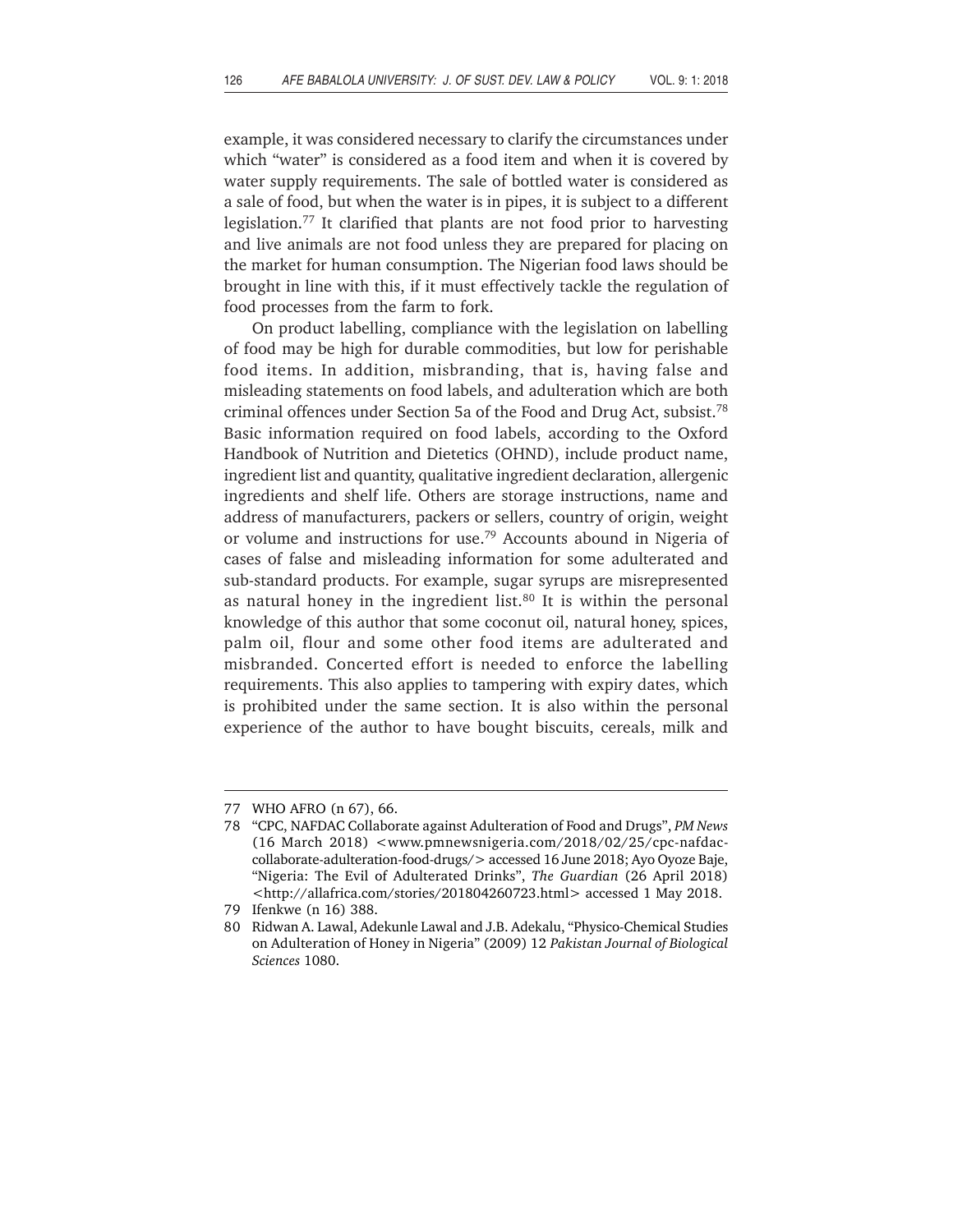example, it was considered necessary to clarify the circumstances under which "water" is considered as a food item and when it is covered by water supply requirements. The sale of bottled water is considered as a sale of food, but when the water is in pipes, it is subject to a different legislation.[77] It clarified that plants are not food prior to harvesting and live animals are not food unless they are prepared for placing on the market for human consumption. The Nigerian food laws should be brought in line with this, if it must effectively tackle the regulation of food processes from the farm to fork.

On product labelling, compliance with the legislation on labelling of food may be high for durable commodities, but low for perishable food items. In addition, misbranding, that is, having false and misleading statements on food labels, and adulteration which are both criminal offences under Section 5a of the Food and Drug Act, subsist.[78] Basic information required on food labels, according to the Oxford Handbook of Nutrition and Dietetics (OHND), include product name, ingredient list and quantity, qualitative ingredient declaration, allergenic ingredients and shelf life. Others are storage instructions, name and address of manufacturers, packers or sellers, country of origin, weight or volume and instructions for use.[79] Accounts abound in Nigeria of cases of false and misleading information for some adulterated and sub-standard products. For example, sugar syrups are misrepresented as natural honey in the ingredient list.[80] It is within the personal knowledge of this author that some coconut oil, natural honey, spices, palm oil, flour and some other food items are adulterated and misbranded. Concerted effort is needed to enforce the labelling requirements. This also applies to tampering with expiry dates, which is prohibited under the same section. It is also within the personal experience of the author to have bought biscuits, cereals, milk and

---

77 WHO AFRO (n 67), 66.

78 "CPC, NAFDAC Collaborate against Adulteration of Food and Drugs", *PM News* (16 March 2018) <www.pmnewsnigeria.com/2018/02/25/cpc-nafdac-collaborate-adulteration-food-drugs/> accessed 16 June 2018; Ayo Oyoze Baje, "Nigeria: The Evil of Adulterated Drinks", *The Guardian* (26 April 2018) <http://allafrica.com/stories/201804260723.html> accessed 1 May 2018.

79 Ifenkwe (n 16) 388.

80 Ridwan A. Lawal, Adekunle Lawal and J.B. Adekalu, "Physico-Chemical Studies on Adulteration of Honey in Nigeria" (2009) 12 *Pakistan Journal of Biological Sciences* 1080.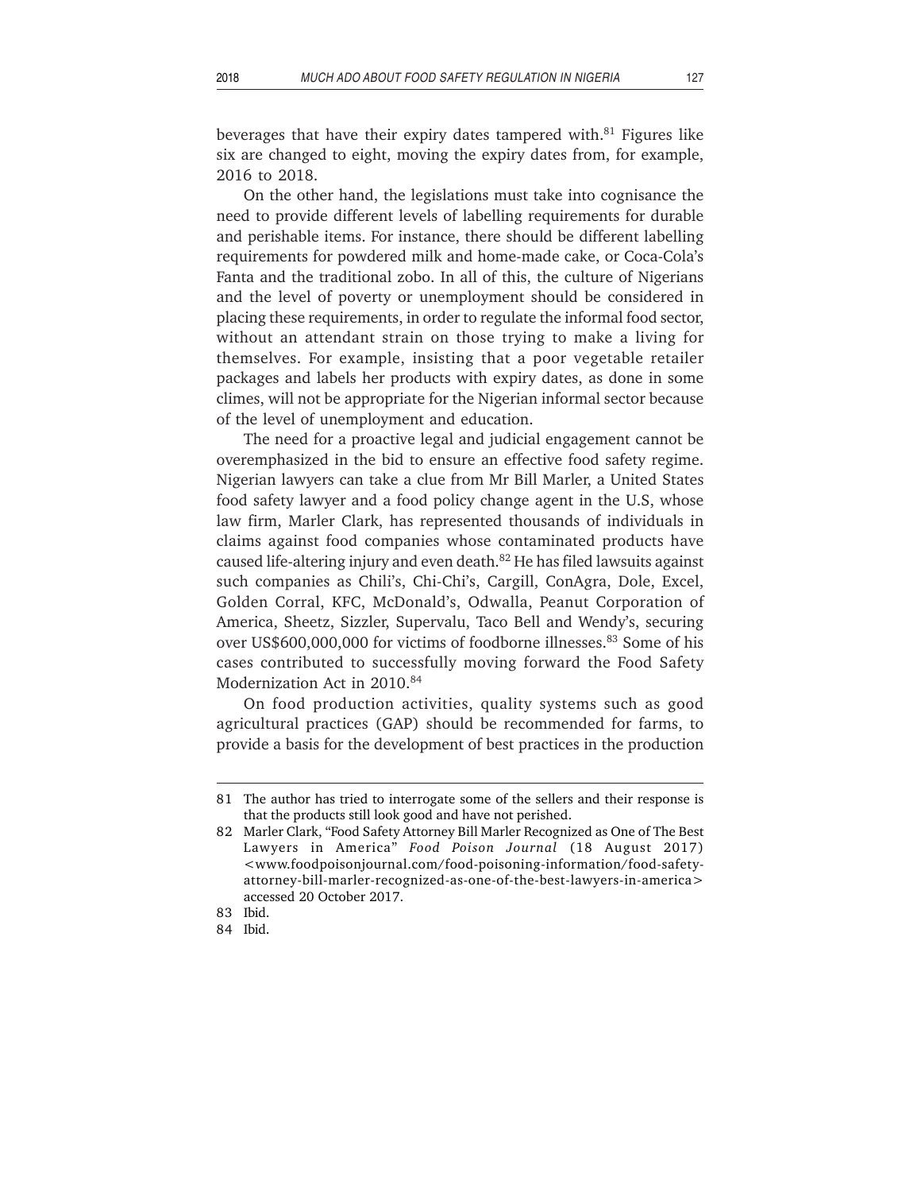beverages that have their expiry dates tampered with.[81] Figures like six are changed to eight, moving the expiry dates from, for example, 2016 to 2018.

On the other hand, the legislations must take into cognisance the need to provide different levels of labelling requirements for durable and perishable items. For instance, there should be different labelling requirements for powdered milk and home-made cake, or Coca-Cola's Fanta and the traditional zobo. In all of this, the culture of Nigerians and the level of poverty or unemployment should be considered in placing these requirements, in order to regulate the informal food sector, without an attendant strain on those trying to make a living for themselves. For example, insisting that a poor vegetable retailer packages and labels her products with expiry dates, as done in some climes, will not be appropriate for the Nigerian informal sector because of the level of unemployment and education.

The need for a proactive legal and judicial engagement cannot be overemphasized in the bid to ensure an effective food safety regime. Nigerian lawyers can take a clue from Mr Bill Marler, a United States food safety lawyer and a food policy change agent in the U.S, whose law firm, Marler Clark, has represented thousands of individuals in claims against food companies whose contaminated products have caused life-altering injury and even death.[82] He has filed lawsuits against such companies as Chili's, Chi-Chi's, Cargill, ConAgra, Dole, Excel, Golden Corral, KFC, McDonald's, Odwalla, Peanut Corporation of America, Sheetz, Sizzler, Supervalu, Taco Bell and Wendy's, securing over US$600,000,000 for victims of foodborne illnesses.[83] Some of his cases contributed to successfully moving forward the Food Safety Modernization Act in 2010.[84]

On food production activities, quality systems such as good agricultural practices (GAP) should be recommended for farms, to provide a basis for the development of best practices in the production

---

81 The author has tried to interrogate some of the sellers and their response is that the products still look good and have not perished.

82 Marler Clark, "Food Safety Attorney Bill Marler Recognized as One of The Best Lawyers in America" *Food Poison Journal* (18 August 2017) <www.foodpoisonjournal.com/food-poisoning-information/food-safety-attorney-bill-marler-recognized-as-one-of-the-best-lawyers-in-america> accessed 20 October 2017.

83 Ibid.

84 Ibid.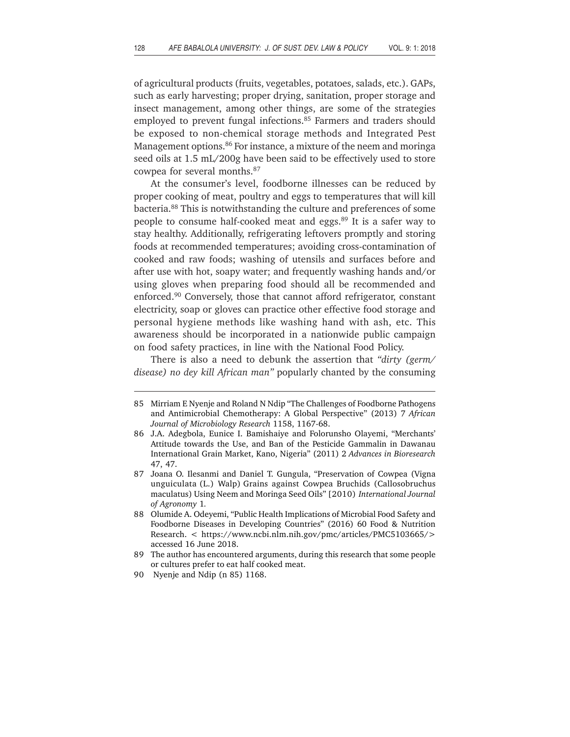of agricultural products (fruits, vegetables, potatoes, salads, etc.). GAPs, such as early harvesting; proper drying, sanitation, proper storage and insect management, among other things, are some of the strategies employed to prevent fungal infections.[85] Farmers and traders should be exposed to non-chemical storage methods and Integrated Pest Management options.[86] For instance, a mixture of the neem and moringa seed oils at 1.5 mL/200g have been said to be effectively used to store cowpea for several months.[87]

At the consumer's level, foodborne illnesses can be reduced by proper cooking of meat, poultry and eggs to temperatures that will kill bacteria.[88] This is notwithstanding the culture and preferences of some people to consume half-cooked meat and eggs.[89] It is a safer way to stay healthy. Additionally, refrigerating leftovers promptly and storing foods at recommended temperatures; avoiding cross-contamination of cooked and raw foods; washing of utensils and surfaces before and after use with hot, soapy water; and frequently washing hands and/or using gloves when preparing food should all be recommended and enforced.[90] Conversely, those that cannot afford refrigerator, constant electricity, soap or gloves can practice other effective food storage and personal hygiene methods like washing hand with ash, etc. This awareness should be incorporated in a nationwide public campaign on food safety practices, in line with the National Food Policy.

There is also a need to debunk the assertion that *"dirty (germ/disease) no dey kill African man"* popularly chanted by the consuming

---

85 Mirriam E Nyenje and Roland N Ndip "The Challenges of Foodborne Pathogens and Antimicrobial Chemotherapy: A Global Perspective" (2013) 7 *African Journal of Microbiology Research* 1158, 1167-68.

86 J.A. Adegbola, Eunice I. Bamishaiye and Folorunsho Olayemi, "Merchants' Attitude towards the Use, and Ban of the Pesticide Gammalin in Dawanau International Grain Market, Kano, Nigeria" (2011) 2 *Advances in Bioresearch* 47, 47.

87 Joana O. Ilesanmi and Daniel T. Gungula, "Preservation of Cowpea (Vigna unguiculata (L.) Walp) Grains against Cowpea Bruchids (Callosobruchus maculatus) Using Neem and Moringa Seed Oils" [2010) *International Journal of Agronomy* 1.

88 Olumide A. Odeyemi, "Public Health Implications of Microbial Food Safety and Foodborne Diseases in Developing Countries" (2016) 60 Food & Nutrition Research. < https://www.ncbi.nlm.nih.gov/pmc/articles/PMC5103665/> accessed 16 June 2018.

89 The author has encountered arguments, during this research that some people or cultures prefer to eat half cooked meat.

90 Nyenje and Ndip (n 85) 1168.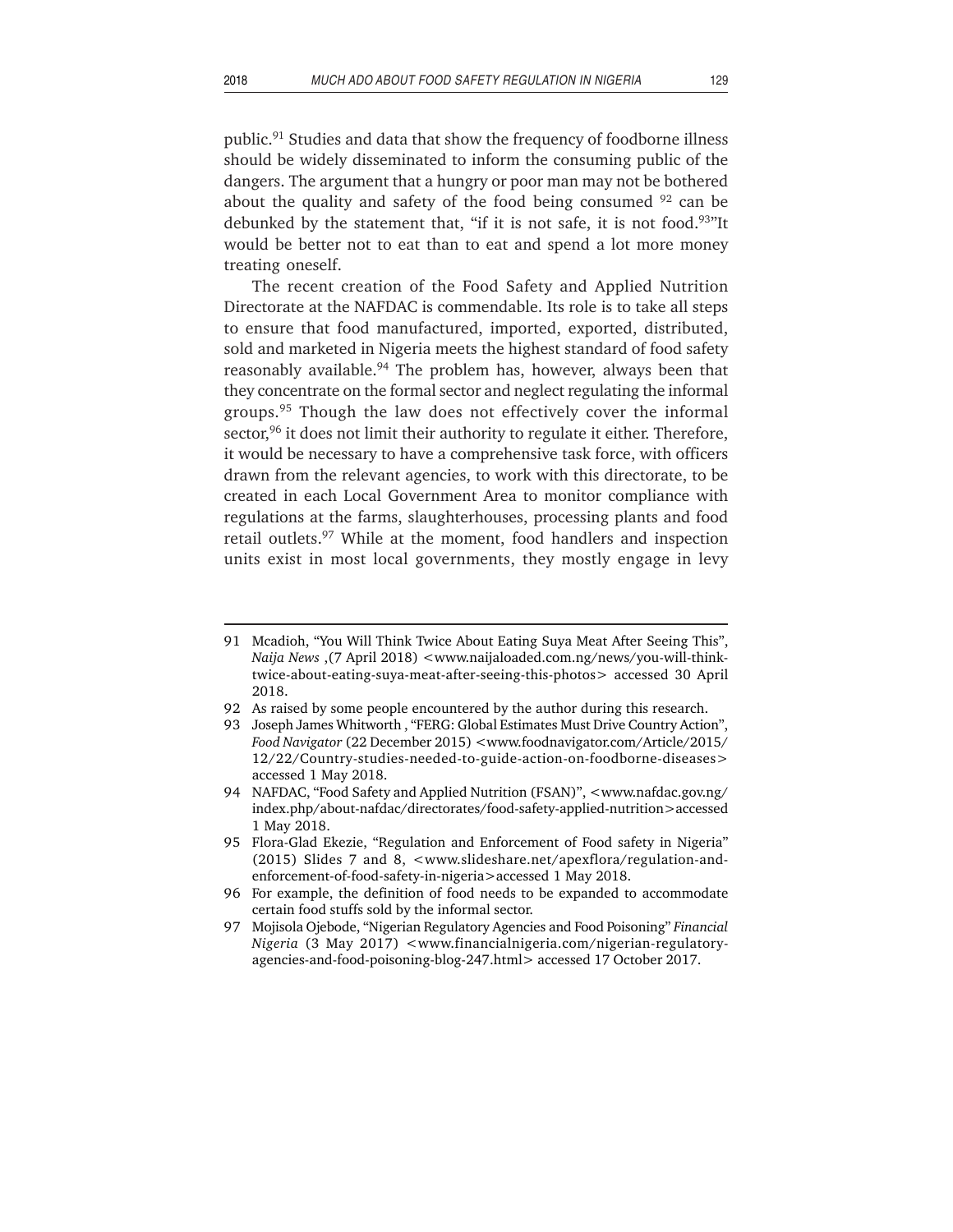public.[91] Studies and data that show the frequency of foodborne illness should be widely disseminated to inform the consuming public of the dangers. The argument that a hungry or poor man may not be bothered about the quality and safety of the food being consumed [92] can be debunked by the statement that, "if it is not safe, it is not food.[93]"It would be better not to eat than to eat and spend a lot more money treating oneself.

The recent creation of the Food Safety and Applied Nutrition Directorate at the NAFDAC is commendable. Its role is to take all steps to ensure that food manufactured, imported, exported, distributed, sold and marketed in Nigeria meets the highest standard of food safety reasonably available.[94] The problem has, however, always been that they concentrate on the formal sector and neglect regulating the informal groups.[95] Though the law does not effectively cover the informal sector,[96] it does not limit their authority to regulate it either. Therefore, it would be necessary to have a comprehensive task force, with officers drawn from the relevant agencies, to work with this directorate, to be created in each Local Government Area to monitor compliance with regulations at the farms, slaughterhouses, processing plants and food retail outlets.[97] While at the moment, food handlers and inspection units exist in most local governments, they mostly engage in levy

---

91 Mcadioh, "You Will Think Twice About Eating Suya Meat After Seeing This", *Naija News* ,(7 April 2018) <www.naijaloaded.com.ng/news/you-will-think-twice-about-eating-suya-meat-after-seeing-this-photos> accessed 30 April 2018.

92 As raised by some people encountered by the author during this research.

93 Joseph James Whitworth , "FERG: Global Estimates Must Drive Country Action", *Food Navigator* (22 December 2015) <www.foodnavigator.com/Article/2015/12/22/Country-studies-needed-to-guide-action-on-foodborne-diseases> accessed 1 May 2018.

94 NAFDAC, "Food Safety and Applied Nutrition (FSAN)", <www.nafdac.gov.ng/index.php/about-nafdac/directorates/food-safety-applied-nutrition>accessed 1 May 2018.

95 Flora-Glad Ekezie, "Regulation and Enforcement of Food safety in Nigeria" (2015) Slides 7 and 8, <www.slideshare.net/apexflora/regulation-and-enforcement-of-food-safety-in-nigeria>accessed 1 May 2018.

96 For example, the definition of food needs to be expanded to accommodate certain food stuffs sold by the informal sector.

97 Mojisola Ojebode, "Nigerian Regulatory Agencies and Food Poisoning" *Financial Nigeria* (3 May 2017) <www.financialnigeria.com/nigerian-regulatory-agencies-and-food-poisoning-blog-247.html> accessed 17 October 2017.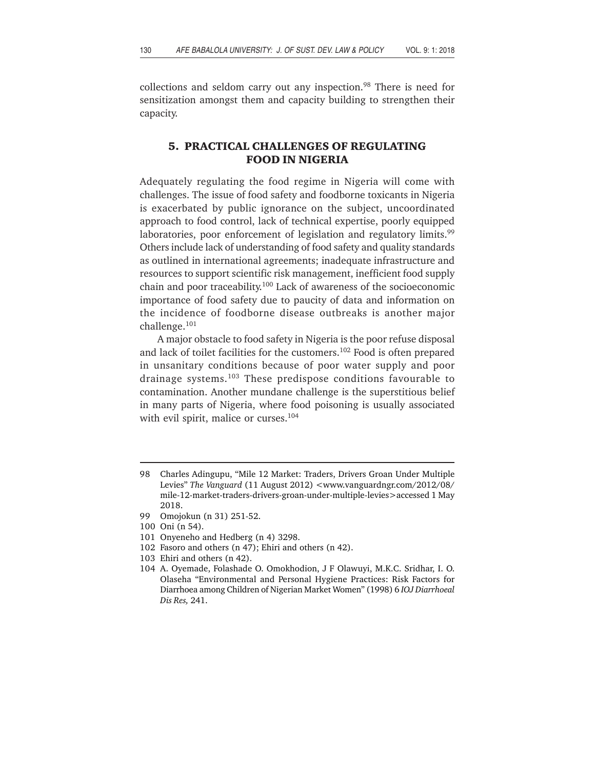collections and seldom carry out any inspection.[98] There is need for sensitization amongst them and capacity building to strengthen their capacity.

## 5. PRACTICAL CHALLENGES OF REGULATING FOOD IN NIGERIA

Adequately regulating the food regime in Nigeria will come with challenges. The issue of food safety and foodborne toxicants in Nigeria is exacerbated by public ignorance on the subject, uncoordinated approach to food control, lack of technical expertise, poorly equipped laboratories, poor enforcement of legislation and regulatory limits.[99] Others include lack of understanding of food safety and quality standards as outlined in international agreements; inadequate infrastructure and resources to support scientific risk management, inefficient food supply chain and poor traceability.[100] Lack of awareness of the socioeconomic importance of food safety due to paucity of data and information on the incidence of foodborne disease outbreaks is another major challenge.[101]

A major obstacle to food safety in Nigeria is the poor refuse disposal and lack of toilet facilities for the customers.[102] Food is often prepared in unsanitary conditions because of poor water supply and poor drainage systems.[103] These predispose conditions favourable to contamination. Another mundane challenge is the superstitious belief in many parts of Nigeria, where food poisoning is usually associated with evil spirit, malice or curses.[104]

---

98 Charles Adingupu, "Mile 12 Market: Traders, Drivers Groan Under Multiple Levies" *The Vanguard* (11 August 2012) <www.vanguardngr.com/2012/08/mile-12-market-traders-drivers-groan-under-multiple-levies>accessed 1 May 2018.

99 Omojokun (n 31) 251-52.

100 Oni (n 54).

101 Onyeneho and Hedberg (n 4) 3298.

102 Fasoro and others (n 47); Ehiri and others (n 42).

103 Ehiri and others (n 42).

104 A. Oyemade, Folashade O. Omokhodion, J F Olawuyi, M.K.C. Sridhar, I. O. Olaseha "Environmental and Personal Hygiene Practices: Risk Factors for Diarrhoea among Children of Nigerian Market Women" (1998) 6 *IOJ Diarrhoeal Dis Res,* 241.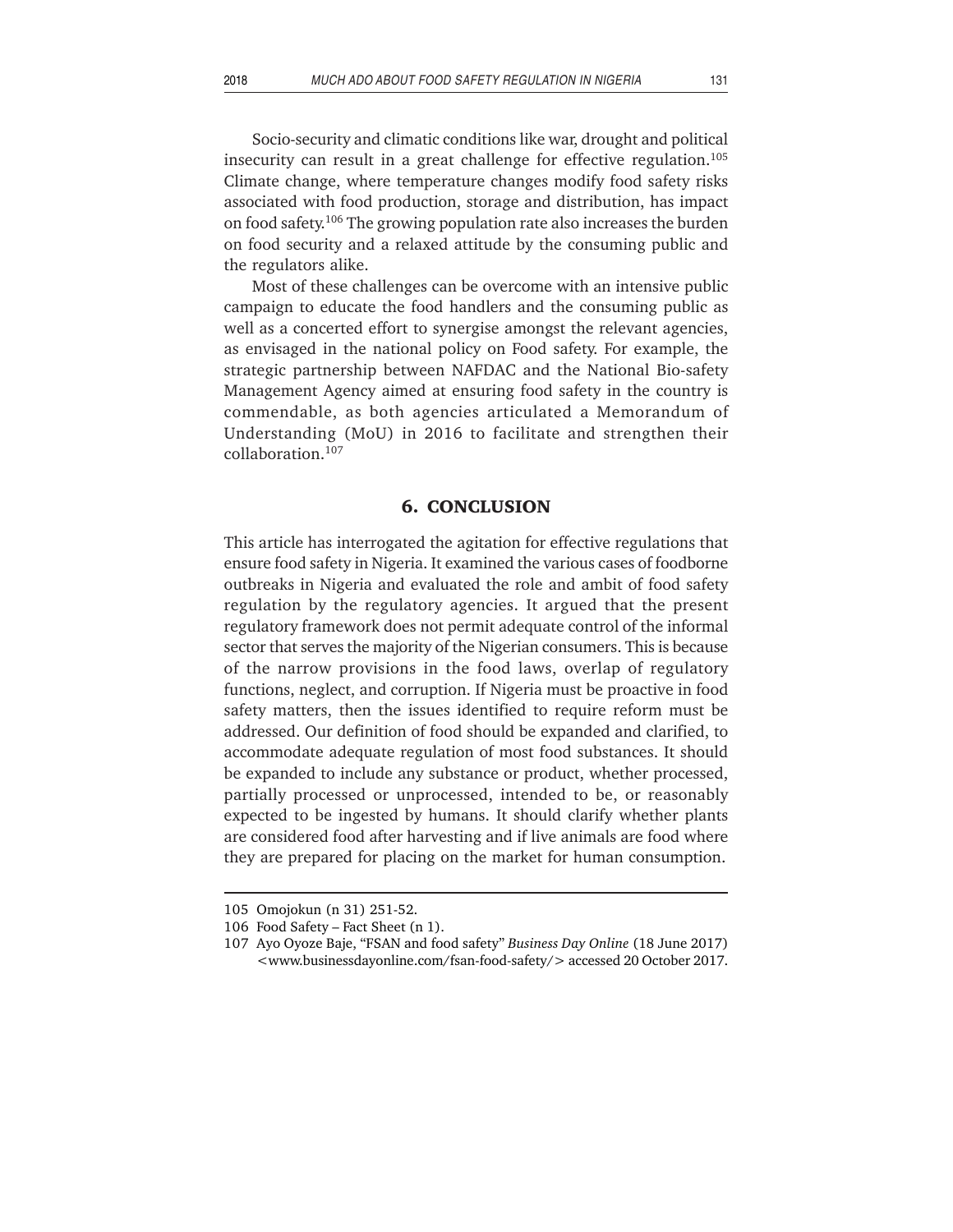Socio-security and climatic conditions like war, drought and political insecurity can result in a great challenge for effective regulation.[105] Climate change, where temperature changes modify food safety risks associated with food production, storage and distribution, has impact on food safety.[106] The growing population rate also increases the burden on food security and a relaxed attitude by the consuming public and the regulators alike.

Most of these challenges can be overcome with an intensive public campaign to educate the food handlers and the consuming public as well as a concerted effort to synergise amongst the relevant agencies, as envisaged in the national policy on Food safety. For example, the strategic partnership between NAFDAC and the National Bio-safety Management Agency aimed at ensuring food safety in the country is commendable, as both agencies articulated a Memorandum of Understanding (MoU) in 2016 to facilitate and strengthen their collaboration.[107]

## 6. CONCLUSION

This article has interrogated the agitation for effective regulations that ensure food safety in Nigeria. It examined the various cases of foodborne outbreaks in Nigeria and evaluated the role and ambit of food safety regulation by the regulatory agencies. It argued that the present regulatory framework does not permit adequate control of the informal sector that serves the majority of the Nigerian consumers. This is because of the narrow provisions in the food laws, overlap of regulatory functions, neglect, and corruption. If Nigeria must be proactive in food safety matters, then the issues identified to require reform must be addressed. Our definition of food should be expanded and clarified, to accommodate adequate regulation of most food substances. It should be expanded to include any substance or product, whether processed, partially processed or unprocessed, intended to be, or reasonably expected to be ingested by humans. It should clarify whether plants are considered food after harvesting and if live animals are food where they are prepared for placing on the market for human consumption.

---

105 Omojokun (n 31) 251-52.

106 Food Safety – Fact Sheet (n 1).

107 Ayo Oyoze Baje, "FSAN and food safety" *Business Day Online* (18 June 2017) <www.businessdayonline.com/fsan-food-safety/> accessed 20 October 2017.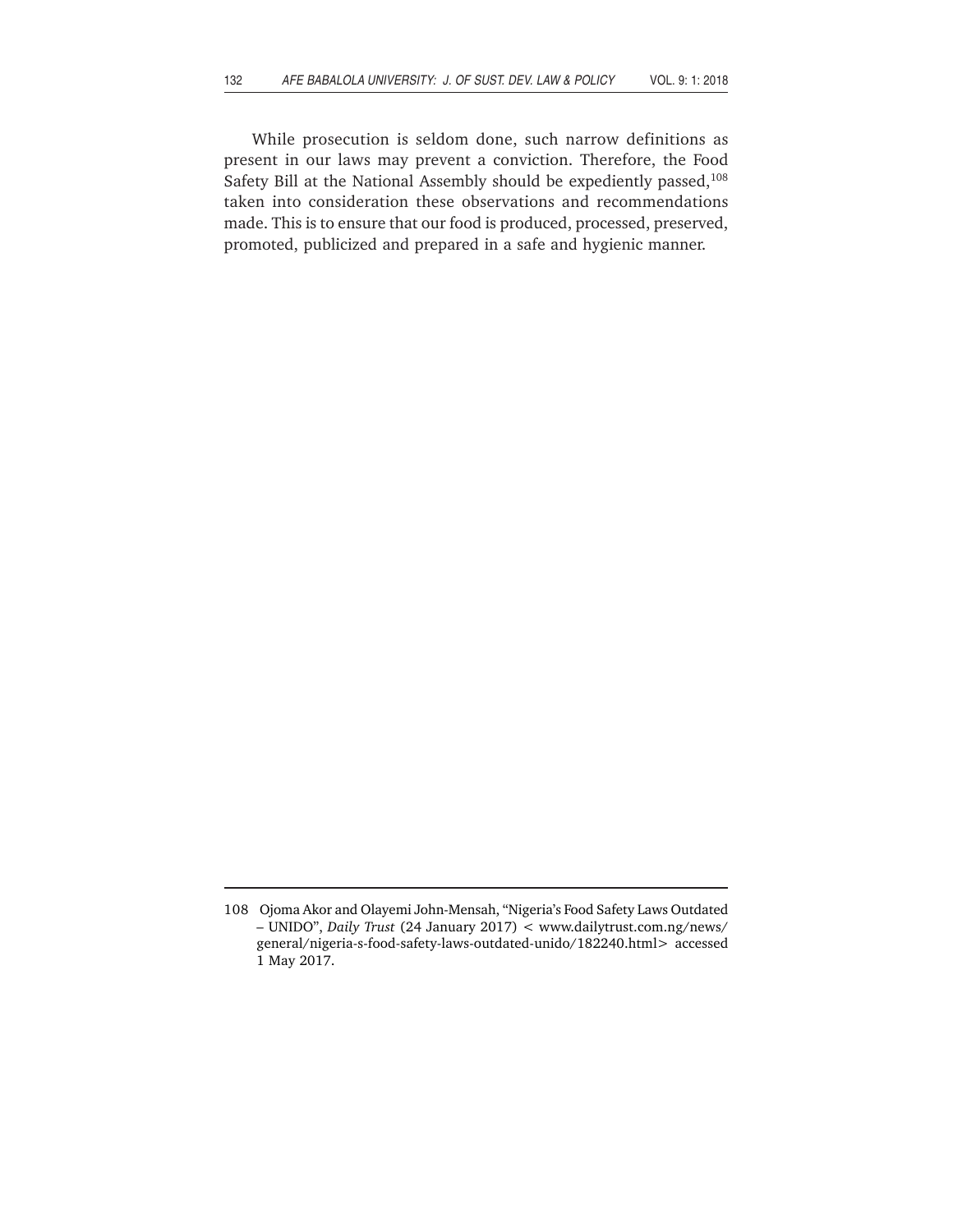While prosecution is seldom done, such narrow definitions as present in our laws may prevent a conviction. Therefore, the Food Safety Bill at the National Assembly should be expediently passed,[108] taken into consideration these observations and recommendations made. This is to ensure that our food is produced, processed, preserved, promoted, publicized and prepared in a safe and hygienic manner.

---

108 Ojoma Akor and Olayemi John-Mensah, "Nigeria's Food Safety Laws Outdated – UNIDO", *Daily Trust* (24 January 2017) < www.dailytrust.com.ng/news/general/nigeria-s-food-safety-laws-outdated-unido/182240.html> accessed 1 May 2017.